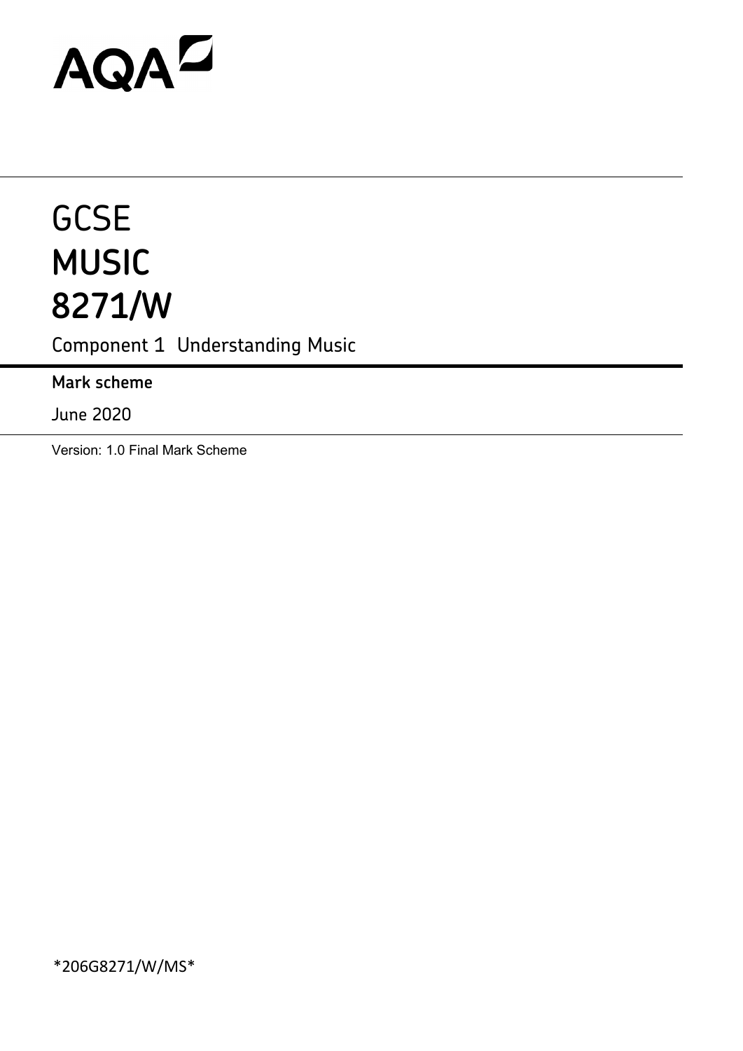AQA

# GCSE
# MUSIC
# 8271/W

Component 1 Understanding Music

**Mark scheme**

June 2020

Version: 1.0 Final Mark Scheme

*206G8271/W/MS*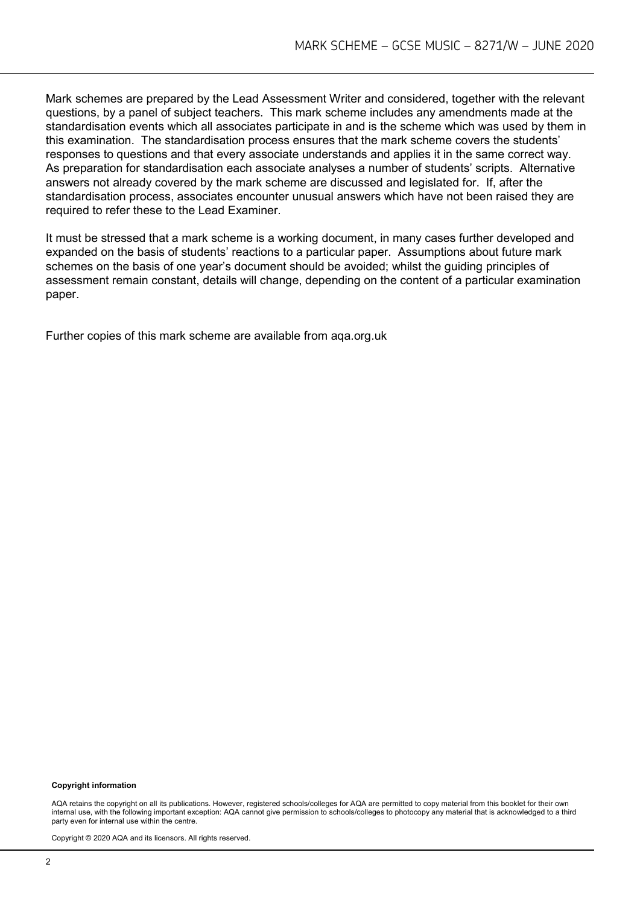Mark schemes are prepared by the Lead Assessment Writer and considered, together with the relevant questions, by a panel of subject teachers. This mark scheme includes any amendments made at the standardisation events which all associates participate in and is the scheme which was used by them in this examination. The standardisation process ensures that the mark scheme covers the students' responses to questions and that every associate understands and applies it in the same correct way. As preparation for standardisation each associate analyses a number of students' scripts. Alternative answers not already covered by the mark scheme are discussed and legislated for. If, after the standardisation process, associates encounter unusual answers which have not been raised they are required to refer these to the Lead Examiner.

It must be stressed that a mark scheme is a working document, in many cases further developed and expanded on the basis of students' reactions to a particular paper. Assumptions about future mark schemes on the basis of one year's document should be avoided; whilst the guiding principles of assessment remain constant, details will change, depending on the content of a particular examination paper.

Further copies of this mark scheme are available from aqa.org.uk

**Copyright information**

AQA retains the copyright on all its publications. However, registered schools/colleges for AQA are permitted to copy material from this booklet for their own internal use, with the following important exception: AQA cannot give permission to schools/colleges to photocopy any material that is acknowledged to a third party even for internal use within the centre.

Copyright © 2020 AQA and its licensors. All rights reserved.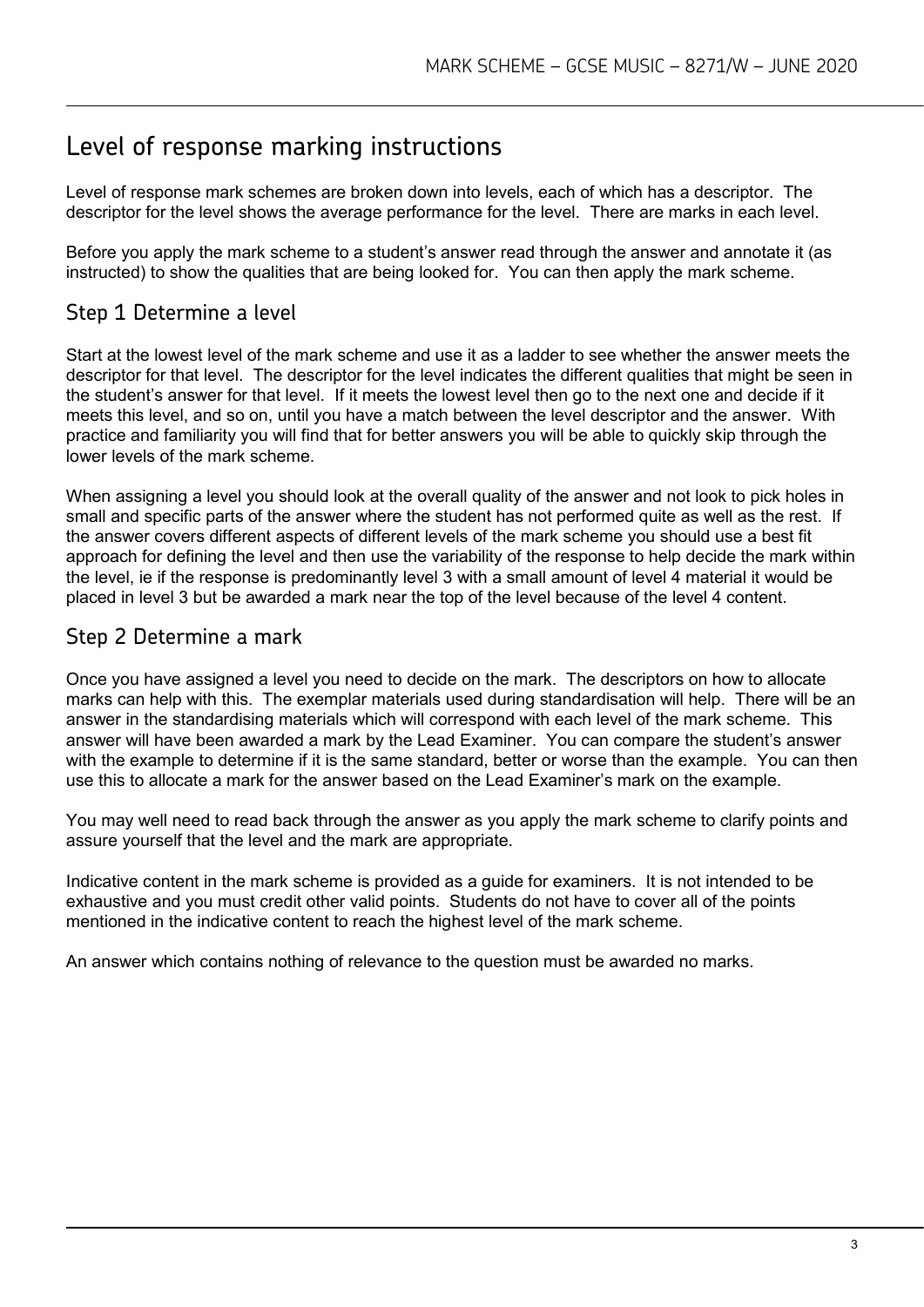# Level of response marking instructions

Level of response mark schemes are broken down into levels, each of which has a descriptor. The descriptor for the level shows the average performance for the level. There are marks in each level.

Before you apply the mark scheme to a student's answer read through the answer and annotate it (as instructed) to show the qualities that are being looked for. You can then apply the mark scheme.

## Step 1 Determine a level

Start at the lowest level of the mark scheme and use it as a ladder to see whether the answer meets the descriptor for that level. The descriptor for the level indicates the different qualities that might be seen in the student's answer for that level. If it meets the lowest level then go to the next one and decide if it meets this level, and so on, until you have a match between the level descriptor and the answer. With practice and familiarity you will find that for better answers you will be able to quickly skip through the lower levels of the mark scheme.

When assigning a level you should look at the overall quality of the answer and not look to pick holes in small and specific parts of the answer where the student has not performed quite as well as the rest. If the answer covers different aspects of different levels of the mark scheme you should use a best fit approach for defining the level and then use the variability of the response to help decide the mark within the level, ie if the response is predominantly level 3 with a small amount of level 4 material it would be placed in level 3 but be awarded a mark near the top of the level because of the level 4 content.

## Step 2 Determine a mark

Once you have assigned a level you need to decide on the mark. The descriptors on how to allocate marks can help with this. The exemplar materials used during standardisation will help. There will be an answer in the standardising materials which will correspond with each level of the mark scheme. This answer will have been awarded a mark by the Lead Examiner. You can compare the student's answer with the example to determine if it is the same standard, better or worse than the example. You can then use this to allocate a mark for the answer based on the Lead Examiner's mark on the example.

You may well need to read back through the answer as you apply the mark scheme to clarify points and assure yourself that the level and the mark are appropriate.

Indicative content in the mark scheme is provided as a guide for examiners. It is not intended to be exhaustive and you must credit other valid points. Students do not have to cover all of the points mentioned in the indicative content to reach the highest level of the mark scheme.

An answer which contains nothing of relevance to the question must be awarded no marks.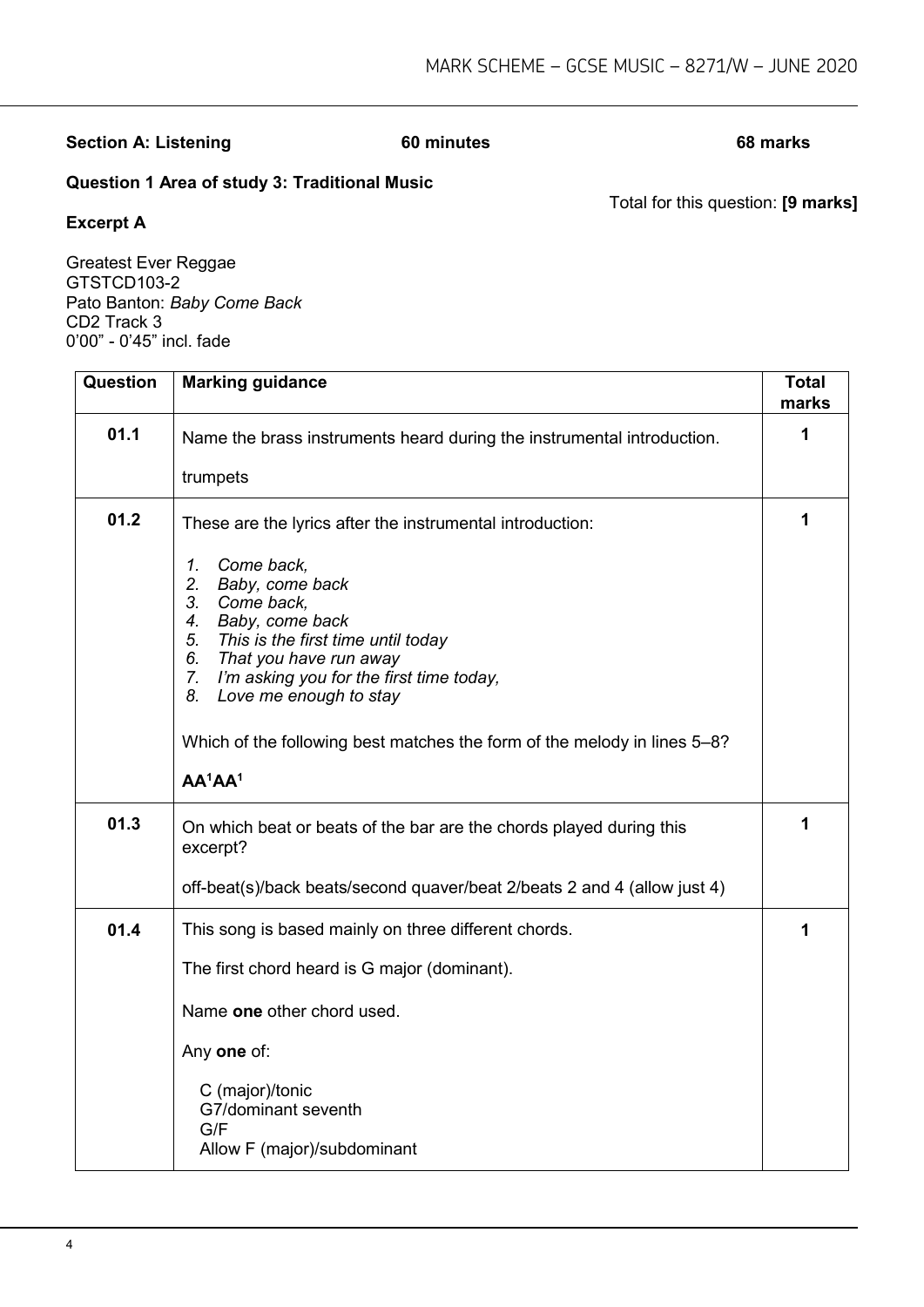**Section A: Listening** **60 minutes** **68 marks**

**Question 1 Area of study 3: Traditional Music**

Total for this question: **[9 marks]**

**Excerpt A**

Greatest Ever Reggae
GTSTCD103-2
Pato Banton: *Baby Come Back*
CD2 Track 3
0'00" - 0'45" incl. fade

| Question | Marking guidance | Total marks |
| --- | --- | --- |
| **01.1** | Name the brass instruments heard during the instrumental introduction.<br><br>trumpets | **1** |
| **01.2** | These are the lyrics after the instrumental introduction:<br><br>1. *Come back,*<br>2. *Baby, come back*<br>3. *Come back,*<br>4. *Baby, come back*<br>5. *This is the first time until today*<br>6. *That you have run away*<br>7. *I'm asking you for the first time today,*<br>8. *Love me enough to stay*<br><br>Which of the following best matches the form of the melody in lines 5–8?<br><br>**$AA^1AA^1$** | **1** |
| **01.3** | On which beat or beats of the bar are the chords played during this excerpt?<br><br>off-beat(s)/back beats/second quaver/beat 2/beats 2 and 4 (allow just 4) | **1** |
| **01.4** | This song is based mainly on three different chords.<br><br>The first chord heard is G major (dominant).<br><br>Name **one** other chord used.<br><br>Any **one** of:<br><br>C (major)/tonic<br>G7/dominant seventh<br>G/F<br>Allow F (major)/subdominant | **1** |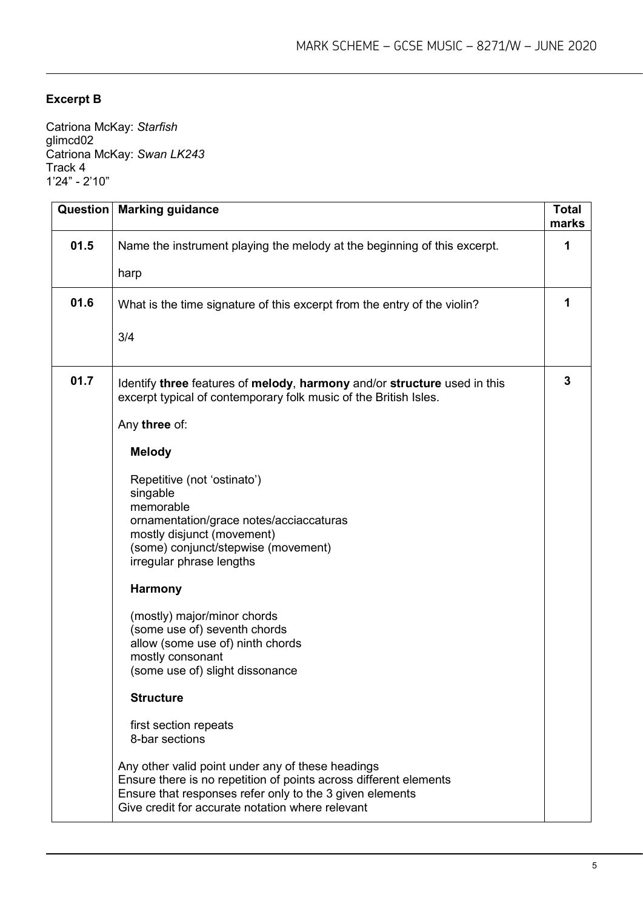## Excerpt B

Catriona McKay: *Starfish*
glimcd02
Catriona McKay: *Swan LK243*
Track 4
1'24" - 2'10"

| Question | Marking guidance | Total marks |
|---|---|---|
| 01.5 | Name the instrument playing the melody at the beginning of this excerpt.<br><br>harp | 1 |
| 01.6 | What is the time signature of this excerpt from the entry of the violin?<br><br>3/4 | 1 |
| 01.7 | Identify **three** features of **melody**, **harmony** and/or **structure** used in this excerpt typical of contemporary folk music of the British Isles.<br><br>Any **three** of:<br><br>**Melody**<br><br>Repetitive (not 'ostinato')<br>singable<br>memorable<br>ornamentation/grace notes/acciaccaturas<br>mostly disjunct (movement)<br>(some) conjunct/stepwise (movement)<br>irregular phrase lengths<br><br>**Harmony**<br><br>(mostly) major/minor chords<br>(some use of) seventh chords<br>allow (some use of) ninth chords<br>mostly consonant<br>(some use of) slight dissonance<br><br>**Structure**<br><br>first section repeats<br>8-bar sections<br><br>Any other valid point under any of these headings<br>Ensure there is no repetition of points across different elements<br>Ensure that responses refer only to the 3 given elements<br>Give credit for accurate notation where relevant | 3 |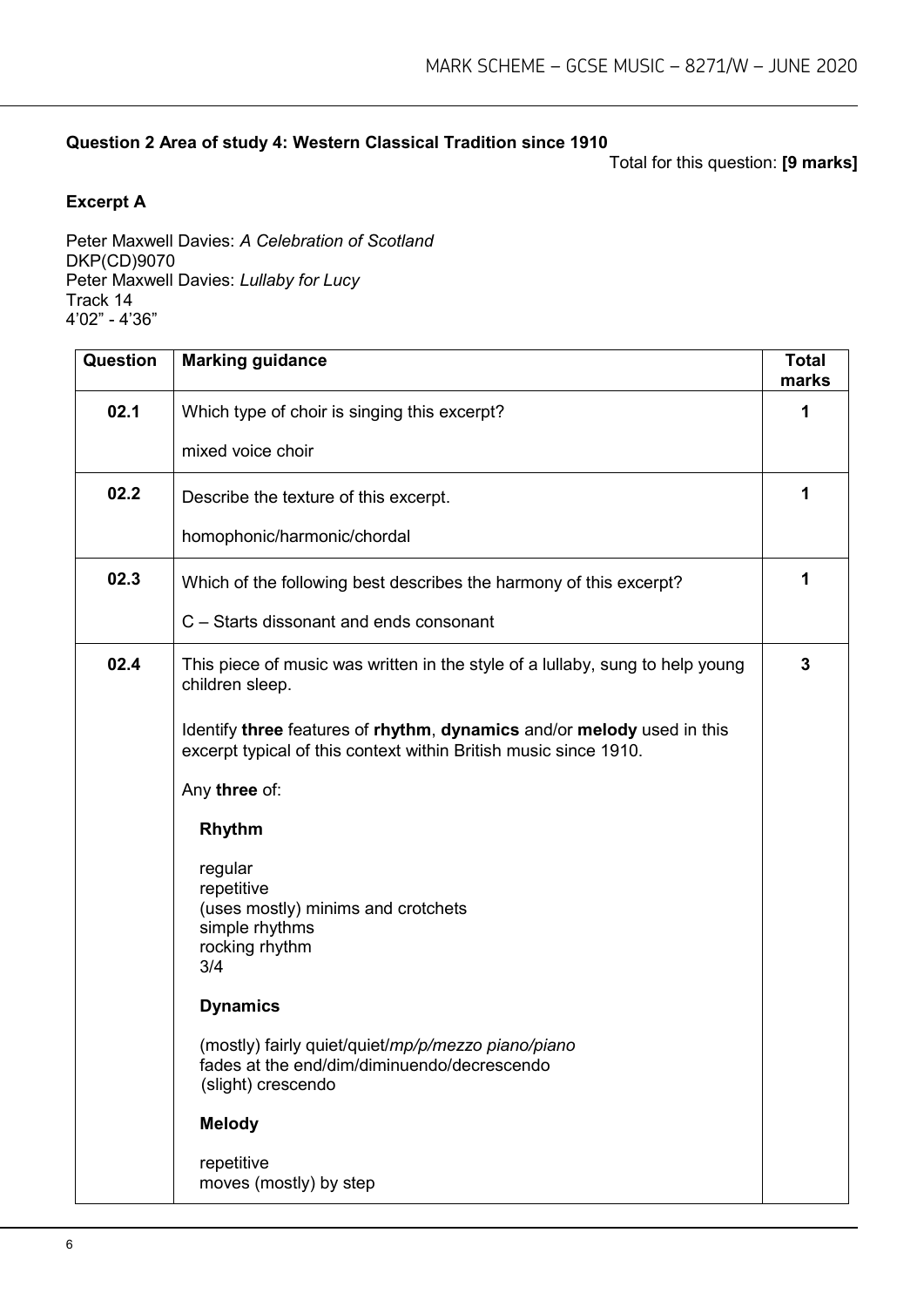**Question 2 Area of study 4: Western Classical Tradition since 1910**

Total for this question: **[9 marks]**

**Excerpt A**

Peter Maxwell Davies: *A Celebration of Scotland*
DKP(CD)9070
Peter Maxwell Davies: *Lullaby for Lucy*
Track 14
4’02” - 4’36”

| Question | Marking guidance | Total marks |
|---|---|---|
| **02.1** | Which type of choir is singing this excerpt?<br><br>mixed voice choir | **1** |
| **02.2** | Describe the texture of this excerpt.<br><br>homophonic/harmonic/chordal | **1** |
| **02.3** | Which of the following best describes the harmony of this excerpt?<br><br>C – Starts dissonant and ends consonant | **1** |
| **02.4** | This piece of music was written in the style of a lullaby, sung to help young children sleep.<br><br>Identify **three** features of **rhythm**, **dynamics** and/or **melody** used in this excerpt typical of this context within British music since 1910.<br><br>Any **three** of:<br><br>**Rhythm**<br><br>regular<br>repetitive<br>(uses mostly) minims and crotchets<br>simple rhythms<br>rocking rhythm<br>3/4<br><br>**Dynamics**<br><br>(mostly) fairly quiet/quiet/*mp/p/mezzo piano/piano*<br>fades at the end/dim/diminuendo/decrescendo<br>(slight) crescendo<br><br>**Melody**<br><br>repetitive<br>moves (mostly) by step | **3** |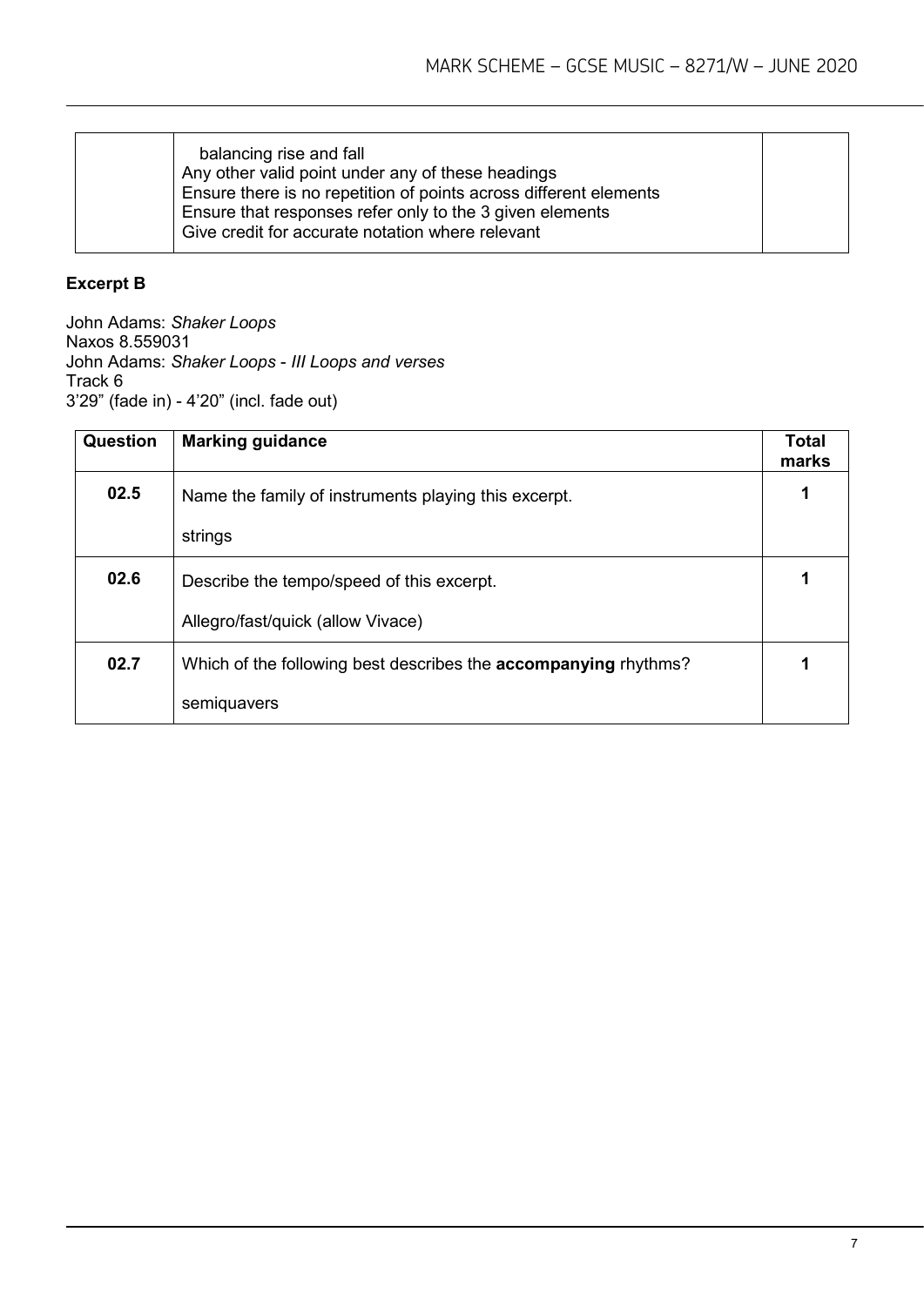| | | |
|---|---|---|
| | balancing rise and fall<br>Any other valid point under any of these headings<br>Ensure there is no repetition of points across different elements<br>Ensure that responses refer only to the 3 given elements<br>Give credit for accurate notation where relevant | |

**Excerpt B**

John Adams: *Shaker Loops*
Naxos 8.559031
John Adams: *Shaker Loops* - *III Loops and verses*
Track 6
3'29" (fade in) - 4'20" (incl. fade out)

| Question | Marking guidance | Total marks |
|---|---|---|
| **02.5** | Name the family of instruments playing this excerpt.<br><br>strings | **1** |
| **02.6** | Describe the tempo/speed of this excerpt.<br><br>Allegro/fast/quick (allow Vivace) | **1** |
| **02.7** | Which of the following best describes the **accompanying** rhythms?<br><br>semiquavers | **1** |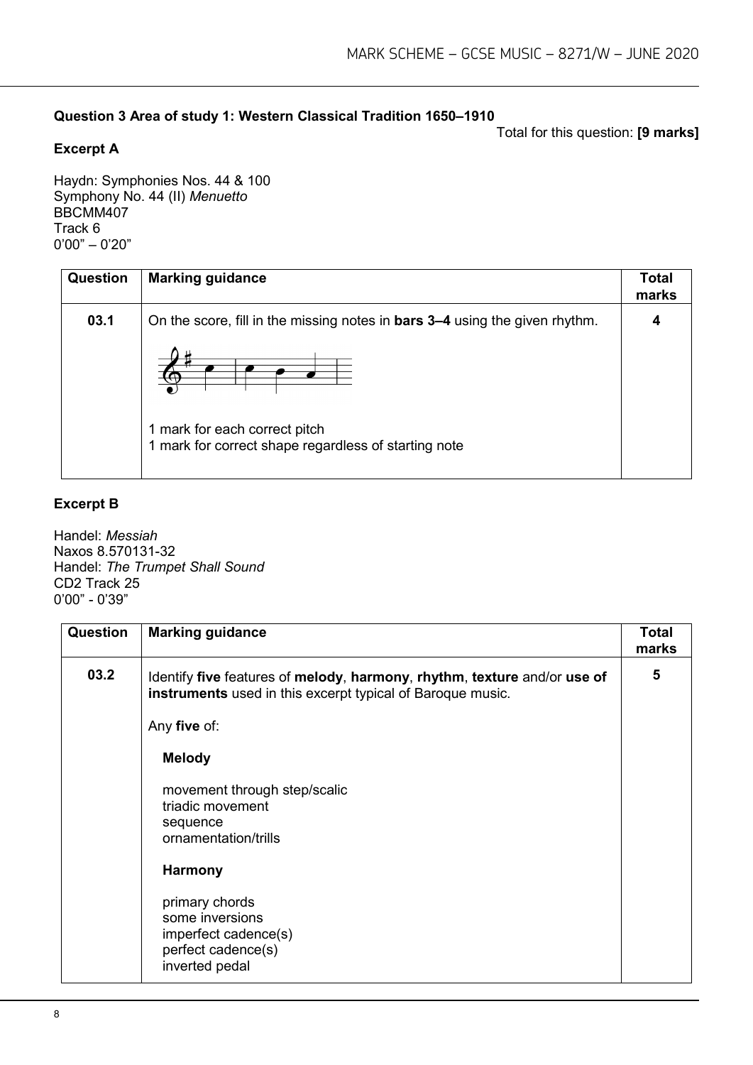## Question 3 Area of study 1: Western Classical Tradition 1650–1910

Total for this question: **[9 marks]**

### Excerpt A

Haydn: Symphonies Nos. 44 & 100
Symphony No. 44 (II) *Menuetto*
BBCMM407
Track 6
0'00" – 0'20"

| Question | Marking guidance | Total marks |
|---|---|---|
| 03.1 | On the score, fill in the missing notes in **bars 3–4** using the given rhythm.<br><br>1 mark for each correct pitch<br>1 mark for correct shape regardless of starting note | 4 |

### Excerpt B

Handel: *Messiah*
Naxos 8.570131-32
Handel: *The Trumpet Shall Sound*
CD2 Track 25
0'00" - 0'39"

| Question | Marking guidance | Total marks |
|---|---|---|
| 03.2 | Identify **five** features of **melody**, **harmony**, **rhythm**, **texture** and/or **use of instruments** used in this excerpt typical of Baroque music.<br><br>Any **five** of:<br><br>**Melody**<br><br>movement through step/scalic<br>triadic movement<br>sequence<br>ornamentation/trills<br><br>**Harmony**<br><br>primary chords<br>some inversions<br>imperfect cadence(s)<br>perfect cadence(s)<br>inverted pedal | 5 |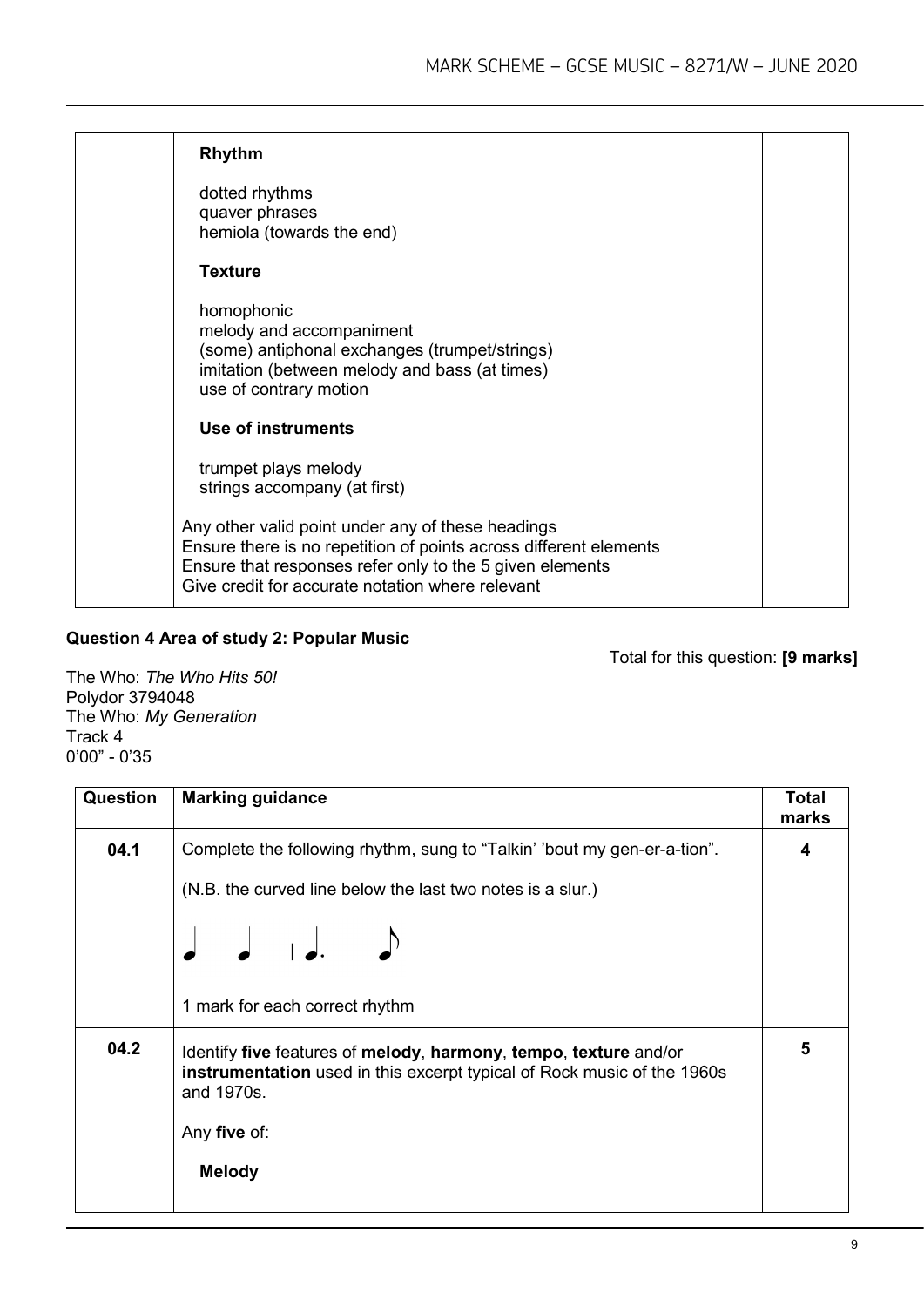| | | |
|---|---|---|
| | **Rhythm**<br><br>dotted rhythms<br>quaver phrases<br>hemiola (towards the end)<br><br>**Texture**<br><br>homophonic<br>melody and accompaniment<br>(some) antiphonal exchanges (trumpet/strings)<br>imitation (between melody and bass (at times)<br>use of contrary motion<br><br>**Use of instruments**<br><br>trumpet plays melody<br>strings accompany (at first)<br><br>Any other valid point under any of these headings<br>Ensure there is no repetition of points across different elements<br>Ensure that responses refer only to the 5 given elements<br>Give credit for accurate notation where relevant | |

## Question 4 Area of study 2: Popular Music

Total for this question: **[9 marks]**

The Who: *The Who Hits 50!*
Polydor 3794048
The Who: *My Generation*
Track 4
0'00" - 0'35

| Question | Marking guidance | Total marks |
|---|---|---|
| **04.1** | Complete the following rhythm, sung to "Talkin' 'bout my gen-er-a-tion".<br><br>(N.B. the curved line below the last two notes is a slur.)<br><br>♩ ♩ \| ♩. ♪<br><br>1 mark for each correct rhythm | **4** |
| **04.2** | Identify **five** features of **melody**, **harmony**, **tempo**, **texture** and/or **instrumentation** used in this excerpt typical of Rock music of the 1960s and 1970s.<br><br>Any **five** of:<br><br>**Melody** | **5** |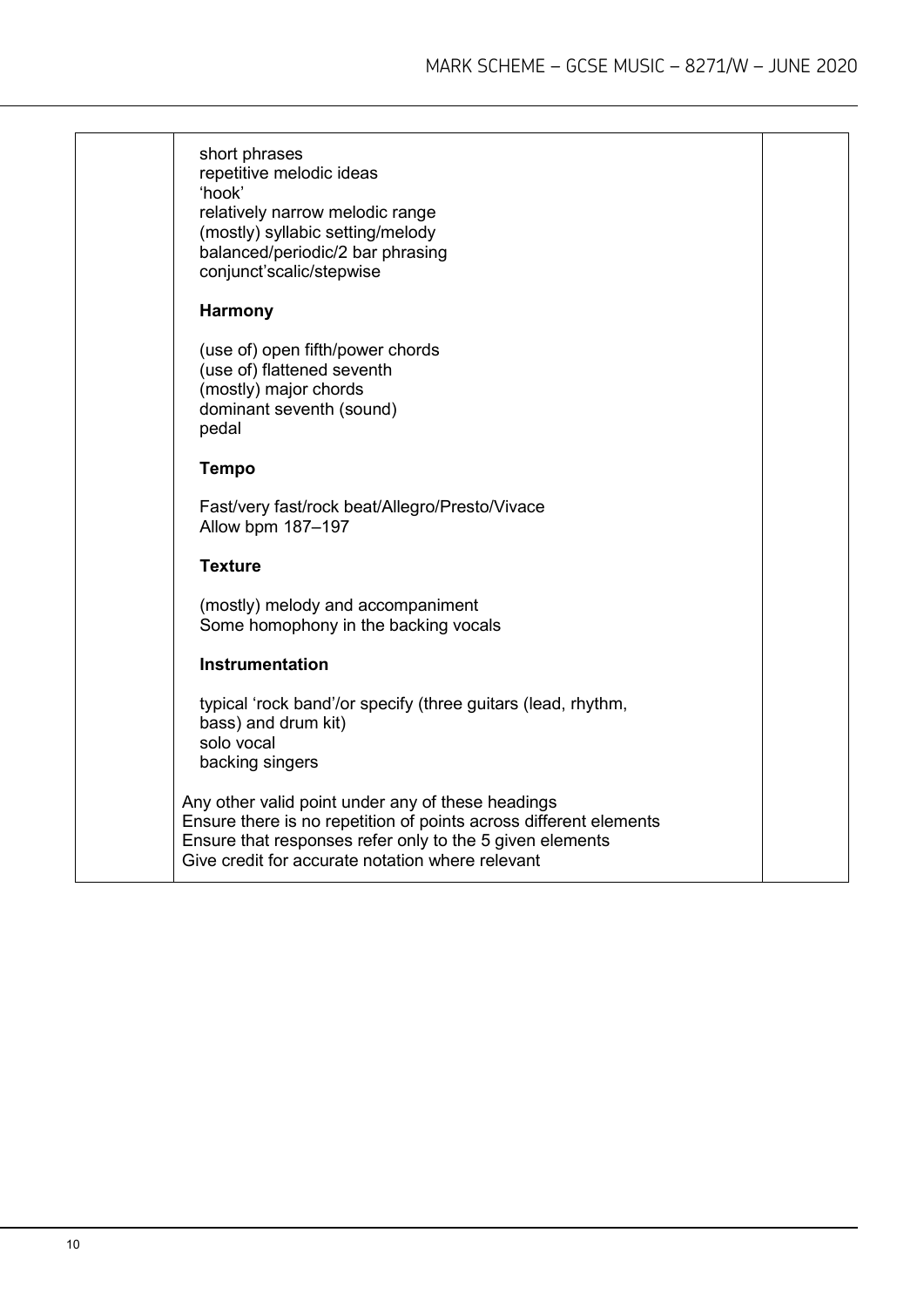| | | |
|---|---|---|
| | short phrases<br>repetitive melodic ideas<br>'hook'<br>relatively narrow melodic range<br>(mostly) syllabic setting/melody<br>balanced/periodic/2 bar phrasing<br>conjunct'scalic/stepwise<br><br>**Harmony**<br><br>(use of) open fifth/power chords<br>(use of) flattened seventh<br>(mostly) major chords<br>dominant seventh (sound)<br>pedal<br><br>**Tempo**<br><br>Fast/very fast/rock beat/Allegro/Presto/Vivace<br>Allow bpm 187–197<br><br>**Texture**<br><br>(mostly) melody and accompaniment<br>Some homophony in the backing vocals<br><br>**Instrumentation**<br><br>typical 'rock band'/or specify (three guitars (lead, rhythm, bass) and drum kit)<br>solo vocal<br>backing singers<br><br>Any other valid point under any of these headings<br>Ensure there is no repetition of points across different elements<br>Ensure that responses refer only to the 5 given elements<br>Give credit for accurate notation where relevant | |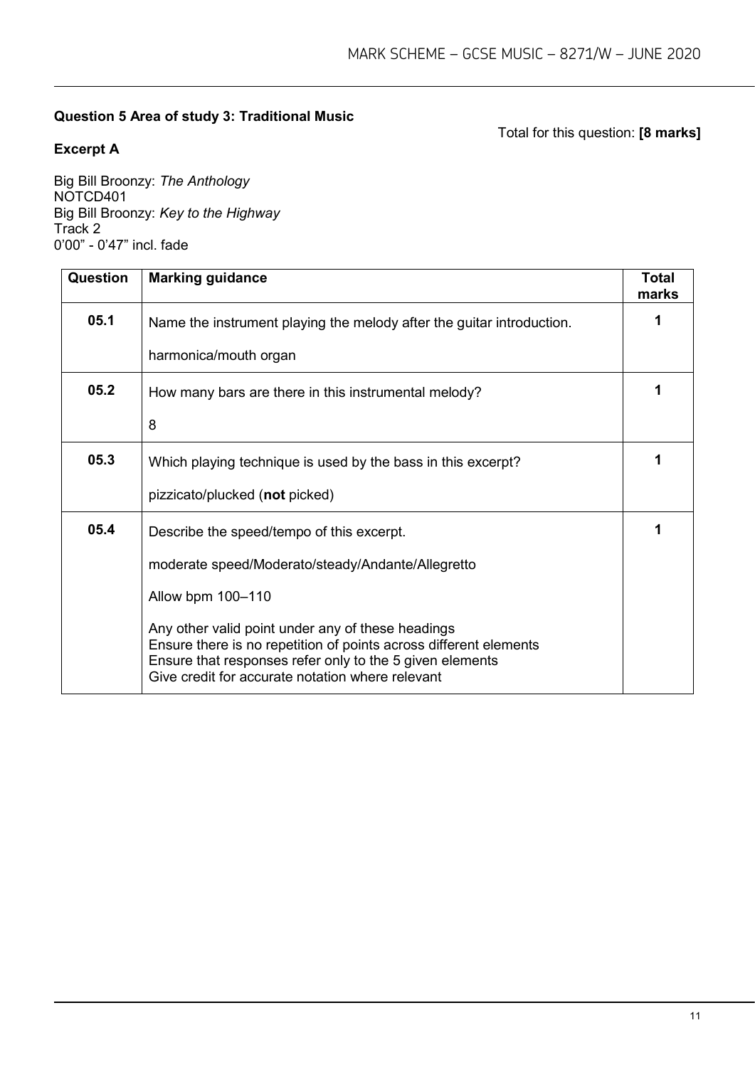**Question 5 Area of study 3: Traditional Music**

Total for this question: **[8 marks]**

**Excerpt A**

Big Bill Broonzy: *The Anthology*
NOTCD401
Big Bill Broonzy: *Key to the Highway*
Track 2
0'00" - 0'47" incl. fade

| Question | Marking guidance | Total marks |
|---|---|---|
| 05.1 | Name the instrument playing the melody after the guitar introduction.<br><br>harmonica/mouth organ | 1 |
| 05.2 | How many bars are there in this instrumental melody?<br><br>8 | 1 |
| 05.3 | Which playing technique is used by the bass in this excerpt?<br><br>pizzicato/plucked (**not** picked) | 1 |
| 05.4 | Describe the speed/tempo of this excerpt.<br><br>moderate speed/Moderato/steady/Andante/Allegretto<br><br>Allow bpm 100–110<br><br>Any other valid point under any of these headings<br>Ensure there is no repetition of points across different elements<br>Ensure that responses refer only to the 5 given elements<br>Give credit for accurate notation where relevant | 1 |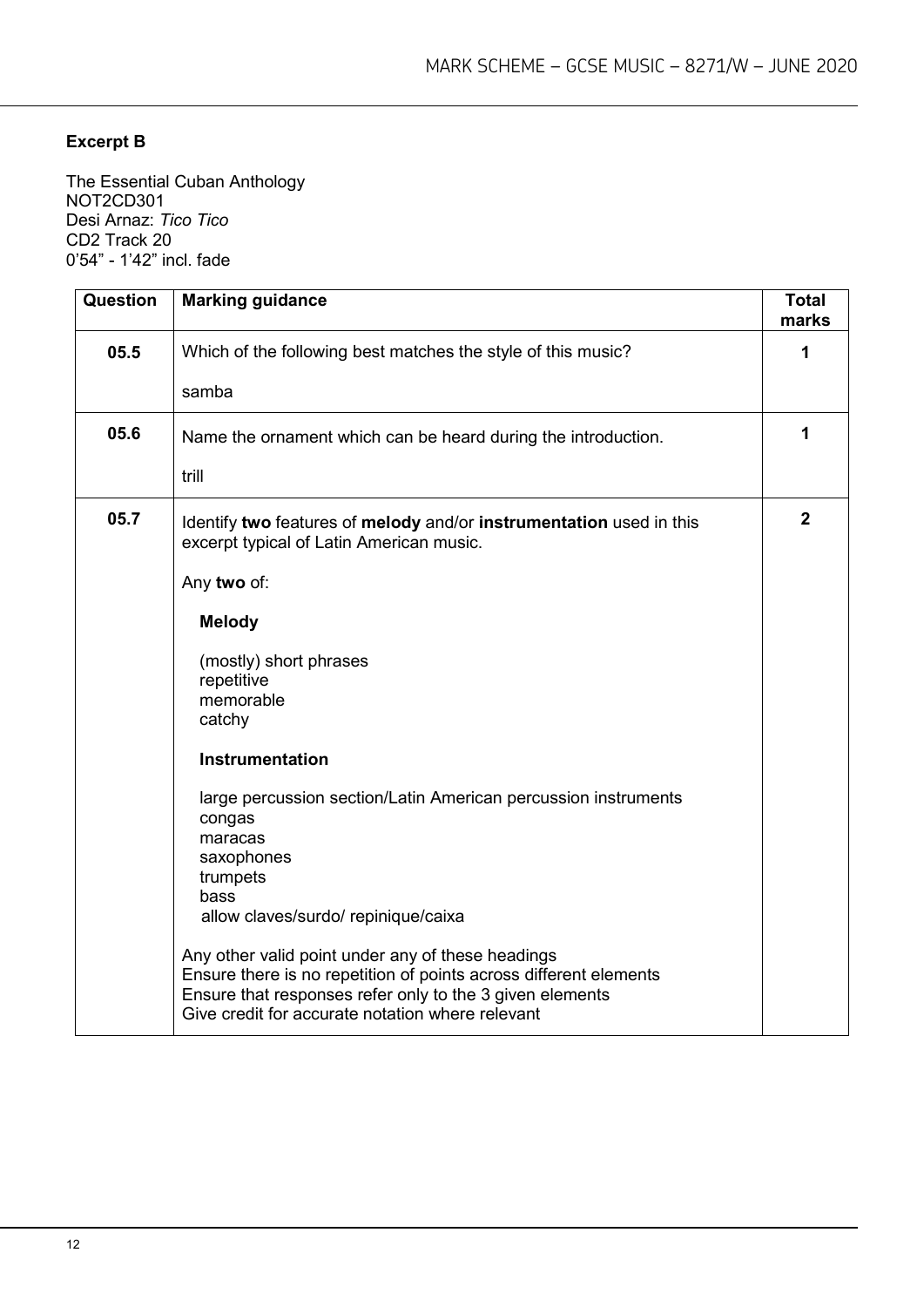**Excerpt B**

The Essential Cuban Anthology
NOT2CD301
Desi Arnaz: *Tico Tico*
CD2 Track 20
0'54" - 1'42" incl. fade

| Question | Marking guidance | Total marks |
|---|---|---|
| **05.5** | Which of the following best matches the style of this music?<br><br>samba | **1** |
| **05.6** | Name the ornament which can be heard during the introduction.<br><br>trill | **1** |
| **05.7** | Identify **two** features of **melody** and/or **instrumentation** used in this excerpt typical of Latin American music.<br><br>Any **two** of:<br><br>**Melody**<br><br>(mostly) short phrases<br>repetitive<br>memorable<br>catchy<br><br>**Instrumentation**<br><br>large percussion section/Latin American percussion instruments<br>congas<br>maracas<br>saxophones<br>trumpets<br>bass<br>allow claves/surdo/ repinique/caixa<br><br>Any other valid point under any of these headings<br>Ensure there is no repetition of points across different elements<br>Ensure that responses refer only to the 3 given elements<br>Give credit for accurate notation where relevant | **2** |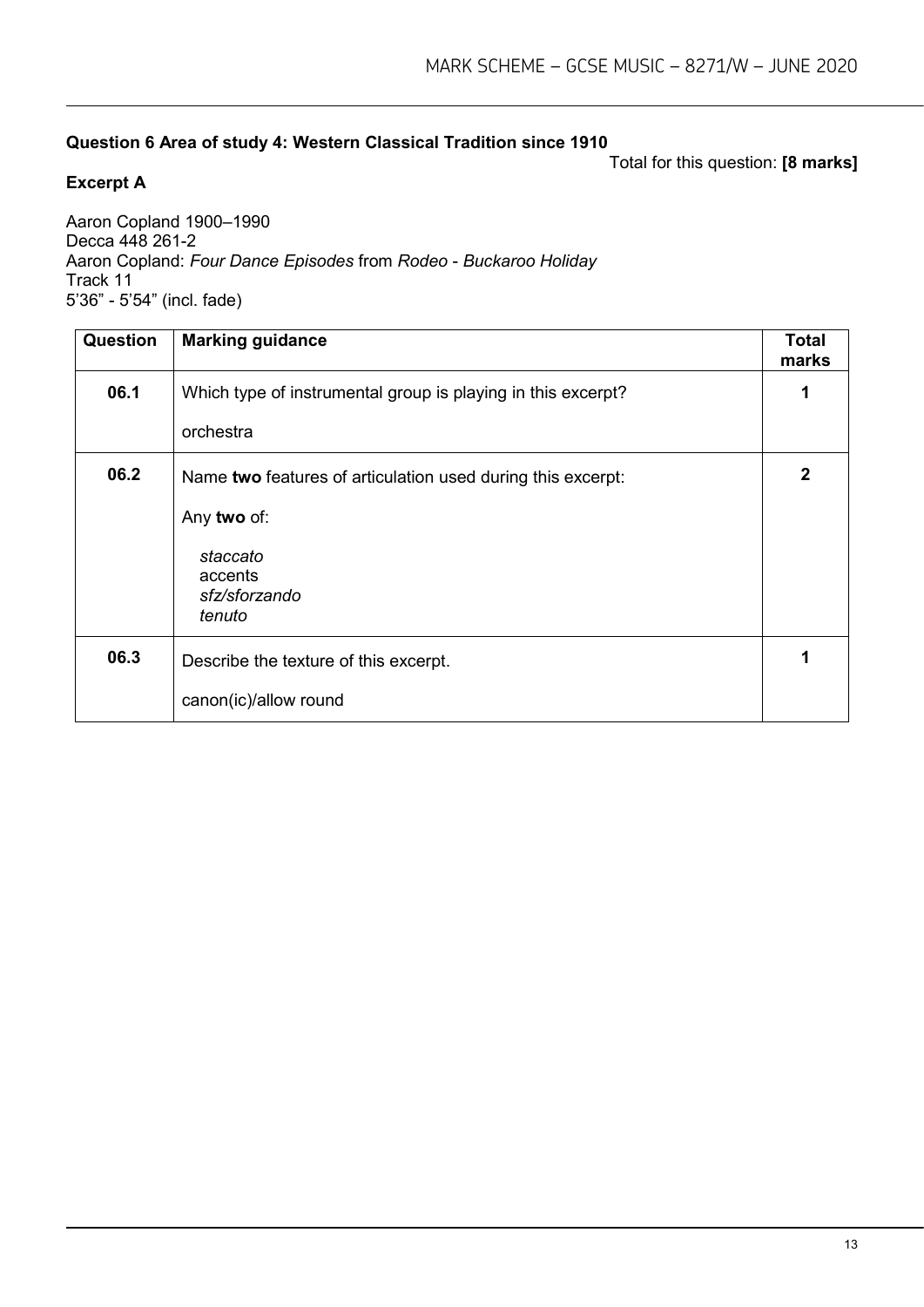**Question 6 Area of study 4: Western Classical Tradition since 1910**

Total for this question: **[8 marks]**

**Excerpt A**

Aaron Copland 1900–1990
Decca 448 261-2
Aaron Copland: *Four Dance Episodes* from *Rodeo* - *Buckaroo Holiday*
Track 11
5'36" - 5'54" (incl. fade)

| Question | Marking guidance | Total marks |
| --- | --- | --- |
| 06.1 | Which type of instrumental group is playing in this excerpt?<br><br>orchestra | 1 |
| 06.2 | Name **two** features of articulation used during this excerpt:<br><br>Any **two** of:<br><br>*staccato*<br>accents<br>*sfz/sforzando*<br>*tenuto* | 2 |
| 06.3 | Describe the texture of this excerpt.<br><br>canon(ic)/allow round | 1 |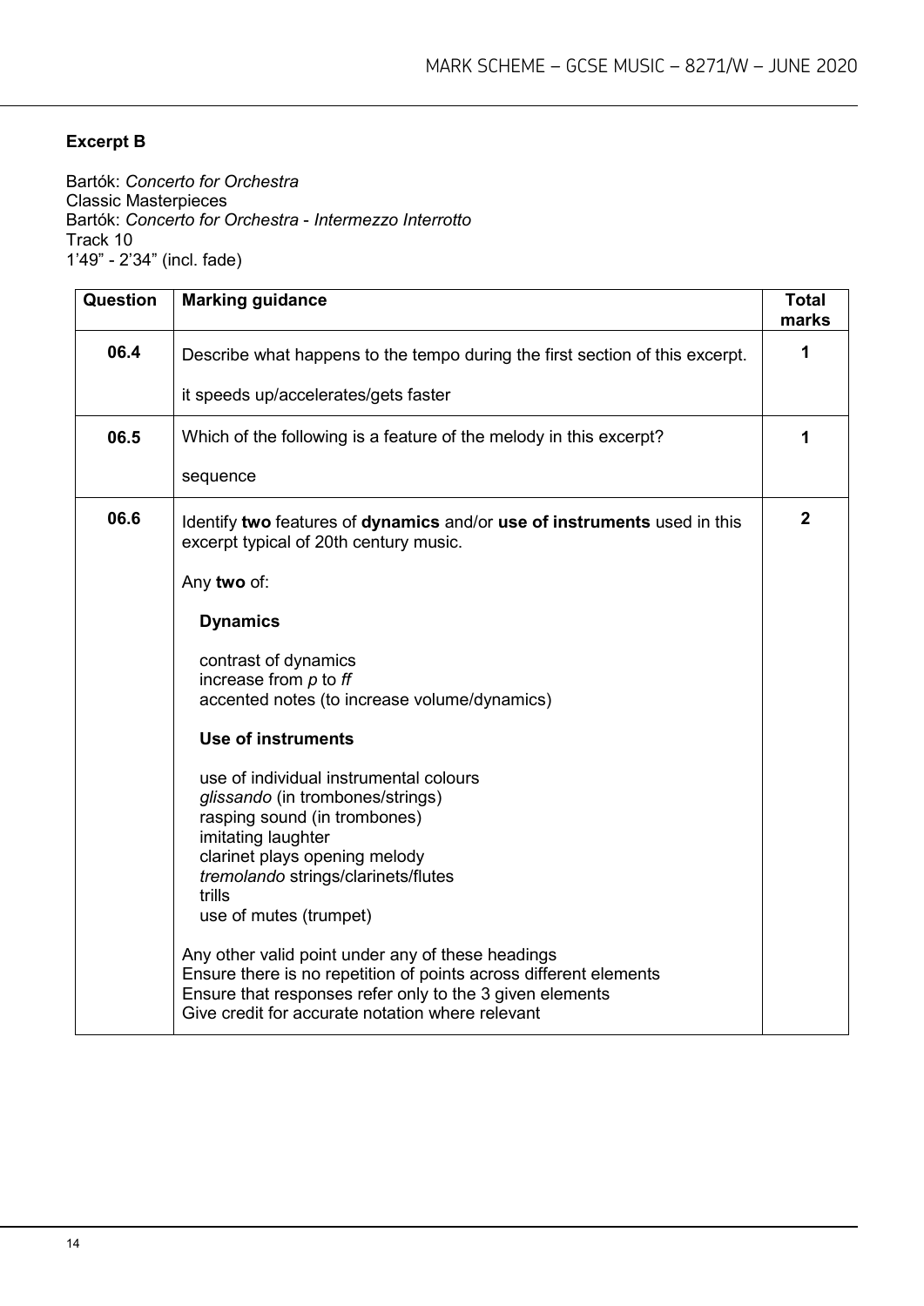**Excerpt B**

Bartók: *Concerto for Orchestra*
Classic Masterpieces
Bartók: *Concerto for Orchestra* - *Intermezzo Interrotto*
Track 10
1'49" - 2'34" (incl. fade)

| Question | Marking guidance | Total marks |
|---|---|---|
| 06.4 | Describe what happens to the tempo during the first section of this excerpt.<br><br>it speeds up/accelerates/gets faster | 1 |
| 06.5 | Which of the following is a feature of the melody in this excerpt?<br><br>sequence | 1 |
| 06.6 | Identify **two** features of **dynamics** and/or **use of instruments** used in this excerpt typical of 20th century music.<br><br>Any **two** of:<br><br>**Dynamics**<br><br>contrast of dynamics<br>increase from *p* to *ff*<br>accented notes (to increase volume/dynamics)<br><br>**Use of instruments**<br><br>use of individual instrumental colours<br>*glissando* (in trombones/strings)<br>rasping sound (in trombones)<br>imitating laughter<br>clarinet plays opening melody<br>*tremolando* strings/clarinets/flutes<br>trills<br>use of mutes (trumpet)<br><br>Any other valid point under any of these headings<br>Ensure there is no repetition of points across different elements<br>Ensure that responses refer only to the 3 given elements<br>Give credit for accurate notation where relevant | 2 |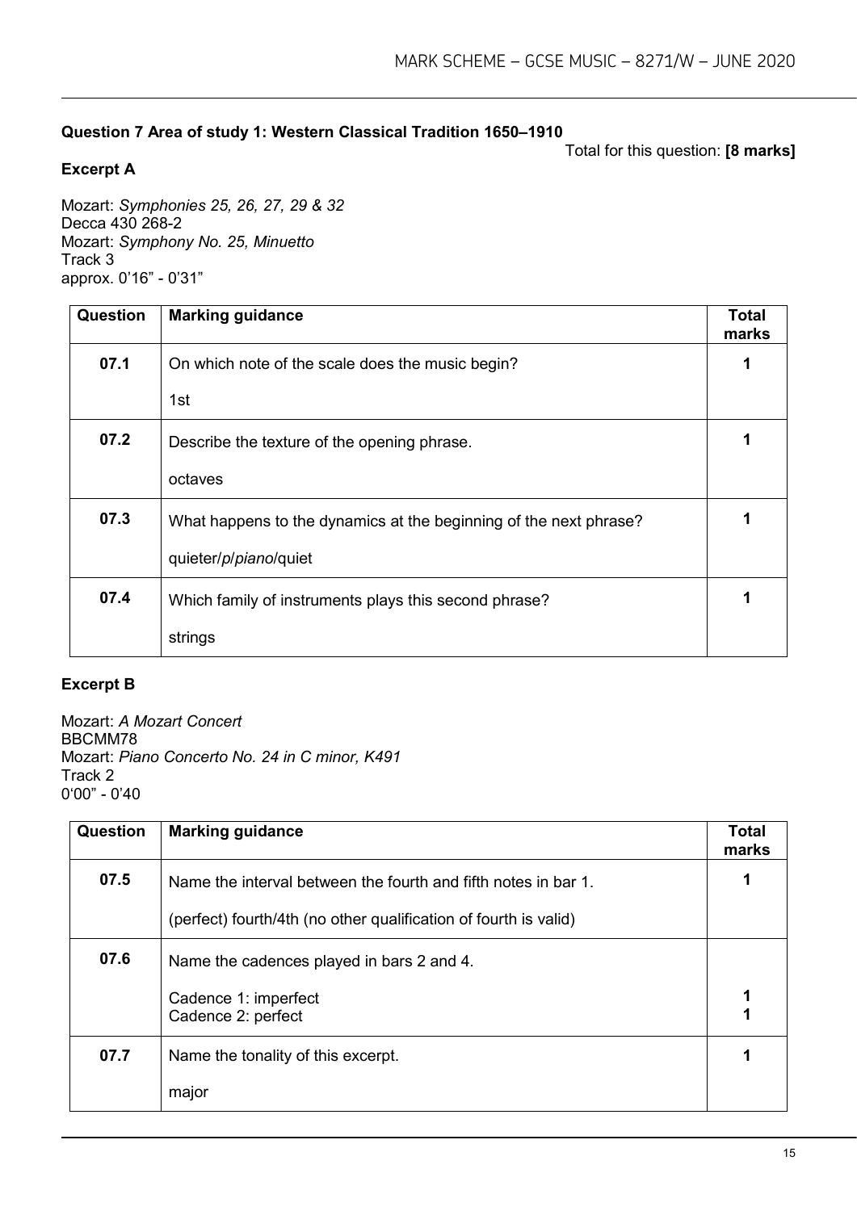**Question 7 Area of study 1: Western Classical Tradition 1650–1910**

Total for this question: **[8 marks]**

**Excerpt A**

Mozart: *Symphonies 25, 26, 27, 29 & 32*
Decca 430 268-2
Mozart: *Symphony No. 25, Minuetto*
Track 3
approx. 0'16" - 0'31"

| Question | Marking guidance | Total marks |
|---|---|---|
| **07.1** | On which note of the scale does the music begin?<br><br>1st | **1** |
| **07.2** | Describe the texture of the opening phrase.<br><br>octaves | **1** |
| **07.3** | What happens to the dynamics at the beginning of the next phrase?<br><br>quieter/*p*/*piano*/quiet | **1** |
| **07.4** | Which family of instruments plays this second phrase?<br><br>strings | **1** |

**Excerpt B**

Mozart: *A Mozart Concert*
BBCMM78
Mozart: *Piano Concerto No. 24 in C minor, K491*
Track 2
0'00" - 0'40

| Question | Marking guidance | Total marks |
|---|---|---|
| **07.5** | Name the interval between the fourth and fifth notes in bar 1.<br><br>(perfect) fourth/4th (no other qualification of fourth is valid) | **1** |
| **07.6** | Name the cadences played in bars 2 and 4.<br><br>Cadence 1: imperfect<br>Cadence 2: perfect | <br><br>**1**<br>**1** |
| **07.7** | Name the tonality of this excerpt.<br><br>major | **1** |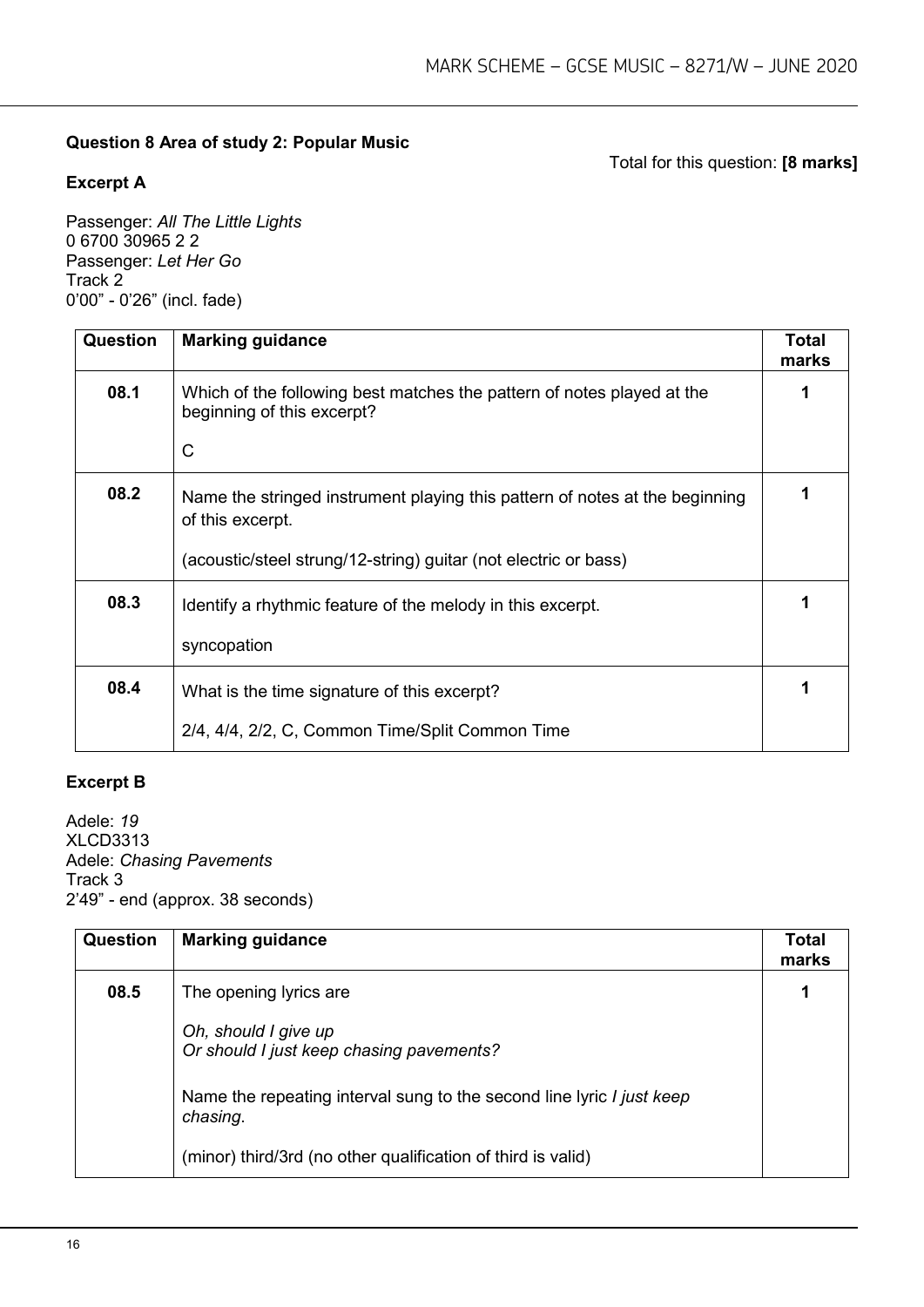**Question 8 Area of study 2: Popular Music**

Total for this question: **[8 marks]**

**Excerpt A**

Passenger: *All The Little Lights*
0 6700 30965 2 2
Passenger: *Let Her Go*
Track 2
0'00" - 0'26" (incl. fade)

| Question | Marking guidance | Total marks |
|---|---|---|
| **08.1** | Which of the following best matches the pattern of notes played at the beginning of this excerpt?<br><br>C | **1** |
| **08.2** | Name the stringed instrument playing this pattern of notes at the beginning of this excerpt.<br><br>(acoustic/steel strung/12-string) guitar (not electric or bass) | **1** |
| **08.3** | Identify a rhythmic feature of the melody in this excerpt.<br><br>syncopation | **1** |
| **08.4** | What is the time signature of this excerpt?<br><br>2/4, 4/4, 2/2, C, Common Time/Split Common Time | **1** |

**Excerpt B**

Adele: *19*
XLCD3313
Adele: *Chasing Pavements*
Track 3
2'49" - end (approx. 38 seconds)

| Question | Marking guidance | Total marks |
|---|---|---|
| **08.5** | The opening lyrics are<br><br>*Oh, should I give up*<br>*Or should I just keep chasing pavements?*<br><br>Name the repeating interval sung to the second line lyric *I just keep chasing*.<br><br>(minor) third/3rd (no other qualification of third is valid) | **1** |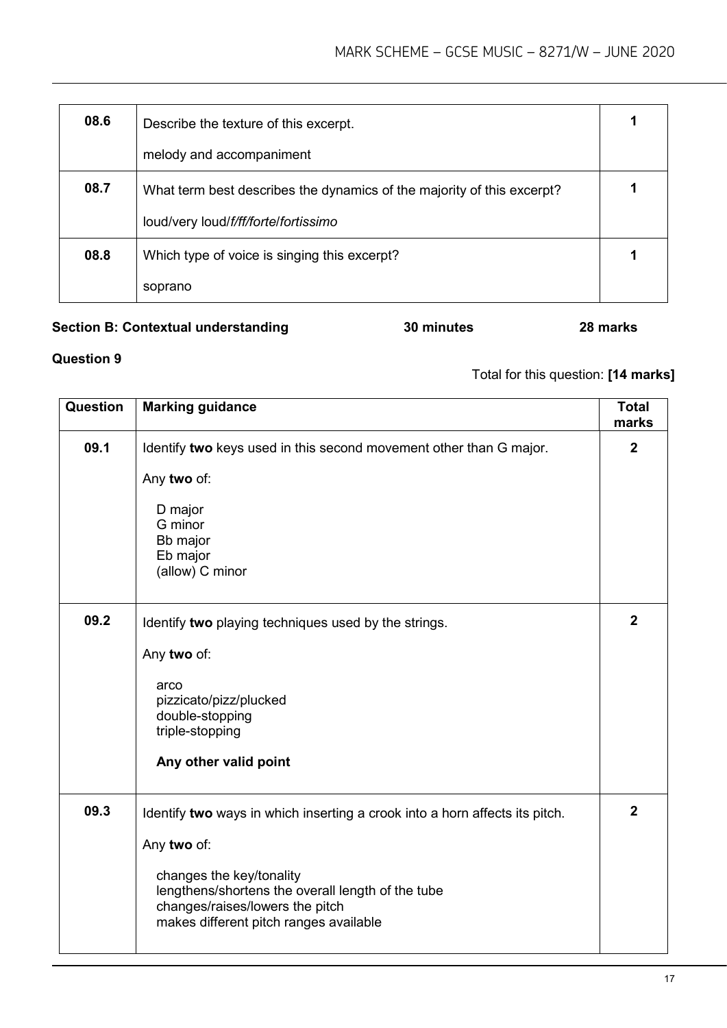| | | |
|---|---|---|
| **08.6** | Describe the texture of this excerpt.<br><br>melody and accompaniment | **1** |
| **08.7** | What term best describes the dynamics of the majority of this excerpt?<br><br>loud/very loud/*f*/*ff*/*forte*/*fortissimo* | **1** |
| **08.8** | Which type of voice is singing this excerpt?<br><br>soprano | **1** |

**Section B: Contextual understanding** **30 minutes** **28 marks**

**Question 9**

Total for this question: **[14 marks]**

| Question | Marking guidance | Total marks |
|---|---|---|
| **09.1** | Identify **two** keys used in this second movement other than G major.<br><br>Any **two** of:<br><br>D major<br>G minor<br>Bb major<br>Eb major<br>(allow) C minor | **2** |
| **09.2** | Identify **two** playing techniques used by the strings.<br><br>Any **two** of:<br><br>arco<br>pizzicato/pizz/plucked<br>double-stopping<br>triple-stopping<br><br>**Any other valid point** | **2** |
| **09.3** | Identify **two** ways in which inserting a crook into a horn affects its pitch.<br><br>Any **two** of:<br><br>changes the key/tonality<br>lengthens/shortens the overall length of the tube<br>changes/raises/lowers the pitch<br>makes different pitch ranges available | **2** |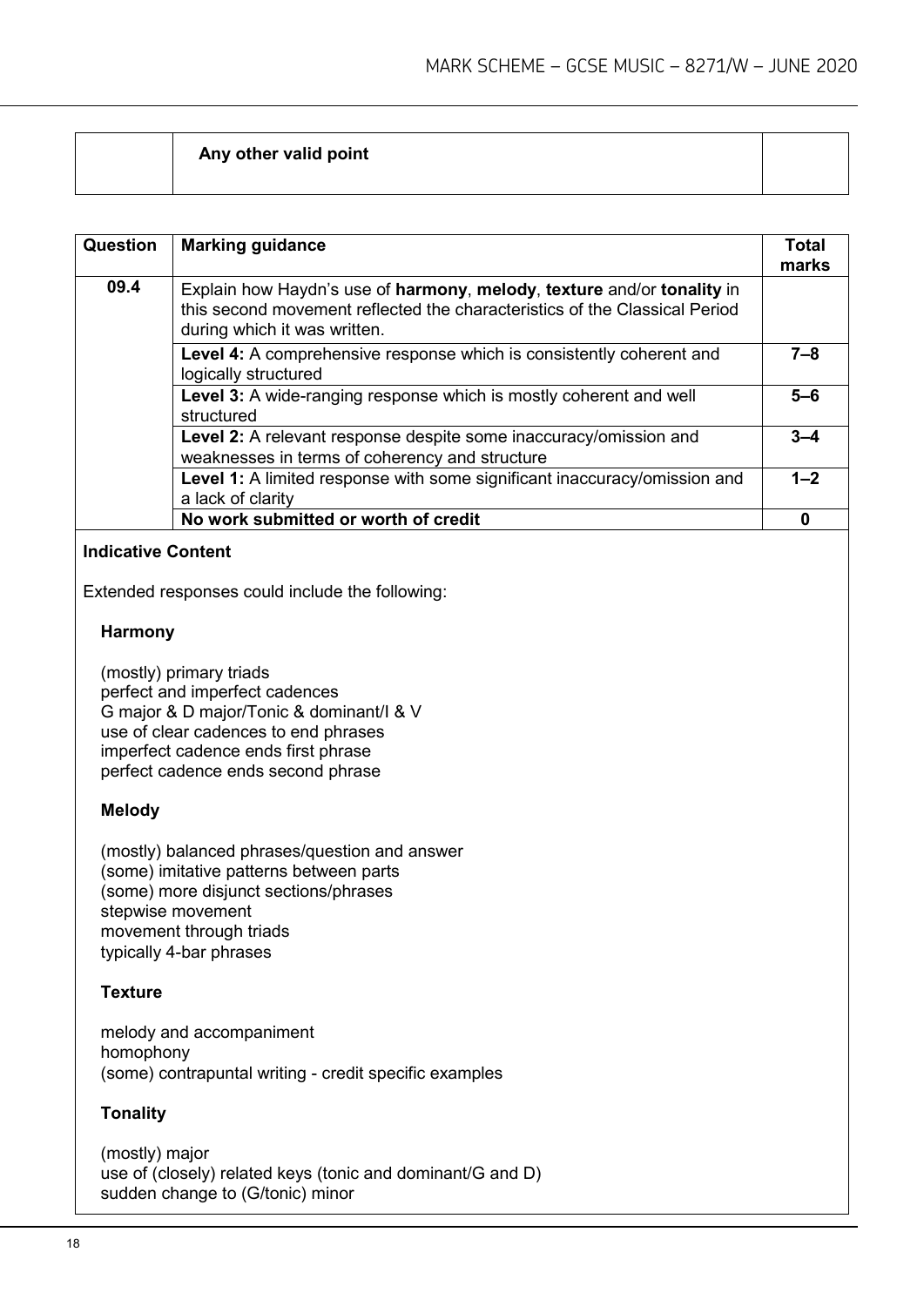| | | |
|---|---|---|
| | **Any other valid point** | |

| Question | Marking guidance | Total marks |
|---|---|---|
| **09.4** | Explain how Haydn's use of **harmony**, **melody**, **texture** and/or **tonality** in this second movement reflected the characteristics of the Classical Period during which it was written. | |
| | **Level 4:** A comprehensive response which is consistently coherent and logically structured | **7–8** |
| | **Level 3:** A wide-ranging response which is mostly coherent and well structured | **5–6** |
| | **Level 2:** A relevant response despite some inaccuracy/omission and weaknesses in terms of coherency and structure | **3–4** |
| | **Level 1:** A limited response with some significant inaccuracy/omission and a lack of clarity | **1–2** |
| | **No work submitted or worth of credit** | **0** |

**Indicative Content**

Extended responses could include the following:

**Harmony**

(mostly) primary triads
perfect and imperfect cadences
G major & D major/Tonic & dominant/I & V
use of clear cadences to end phrases
imperfect cadence ends first phrase
perfect cadence ends second phrase

**Melody**

(mostly) balanced phrases/question and answer
(some) imitative patterns between parts
(some) more disjunct sections/phrases
stepwise movement
movement through triads
typically 4-bar phrases

**Texture**

melody and accompaniment
homophony
(some) contrapuntal writing - credit specific examples

**Tonality**

(mostly) major
use of (closely) related keys (tonic and dominant/G and D)
sudden change to (G/tonic) minor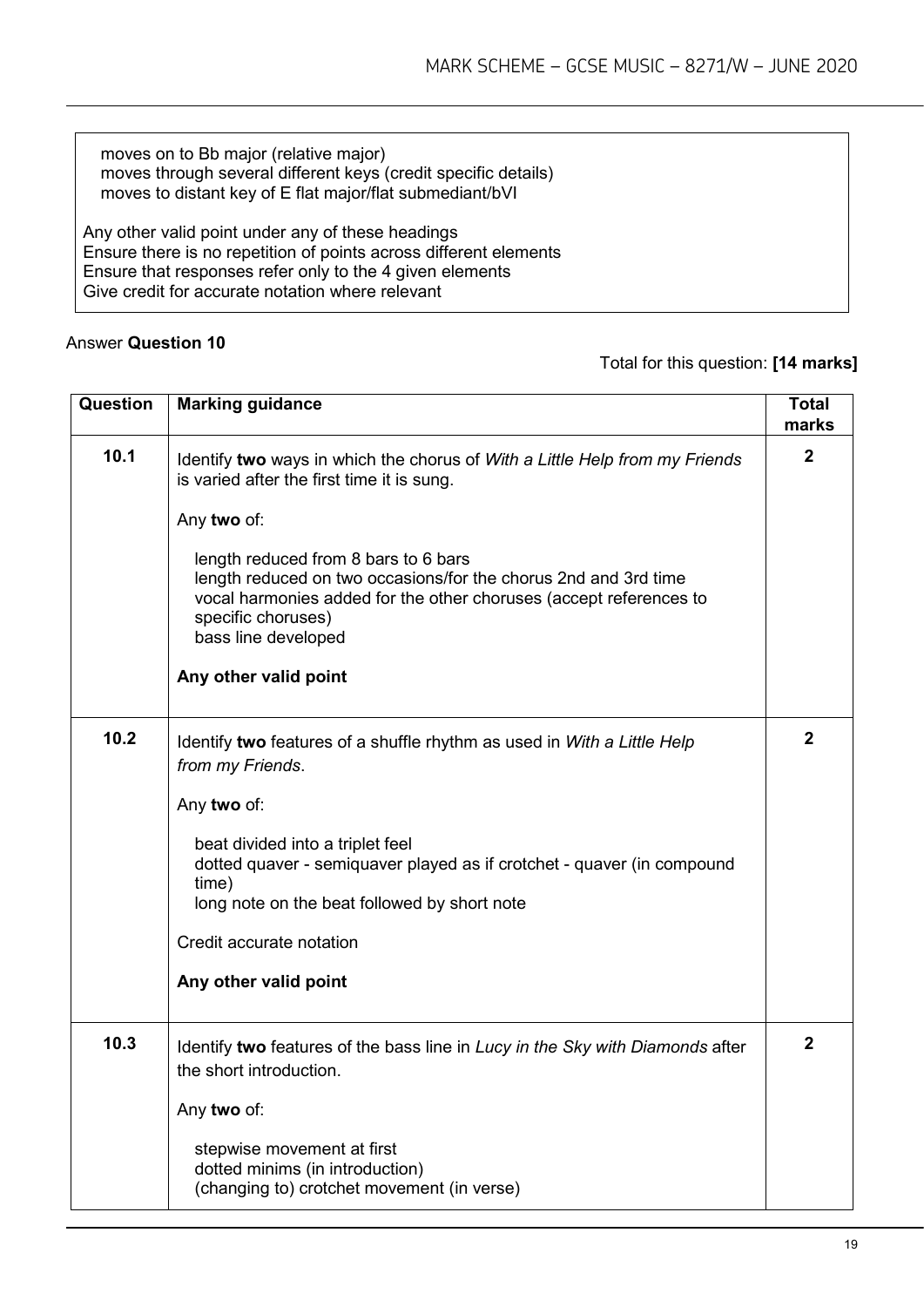moves on to Bb major (relative major)
moves through several different keys (credit specific details)
moves to distant key of E flat major/flat submediant/bVI

Any other valid point under any of these headings
Ensure there is no repetition of points across different elements
Ensure that responses refer only to the 4 given elements
Give credit for accurate notation where relevant

Answer **Question 10**

Total for this question: **[14 marks]**

| Question | Marking guidance | Total marks |
|---|---|---|
| **10.1** | Identify **two** ways in which the chorus of *With a Little Help from my Friends* is varied after the first time it is sung.<br><br>Any **two** of:<br><br>length reduced from 8 bars to 6 bars<br>length reduced on two occasions/for the chorus 2nd and 3rd time<br>vocal harmonies added for the other choruses (accept references to specific choruses)<br>bass line developed<br><br>**Any other valid point** | **2** |
| **10.2** | Identify **two** features of a shuffle rhythm as used in *With a Little Help from my Friends*.<br><br>Any **two** of:<br><br>beat divided into a triplet feel<br>dotted quaver - semiquaver played as if crotchet - quaver (in compound time)<br>long note on the beat followed by short note<br><br>Credit accurate notation<br><br>**Any other valid point** | **2** |
| **10.3** | Identify **two** features of the bass line in *Lucy in the Sky with Diamonds* after the short introduction.<br><br>Any **two** of:<br><br>stepwise movement at first<br>dotted minims (in introduction)<br>(changing to) crotchet movement (in verse) | **2** |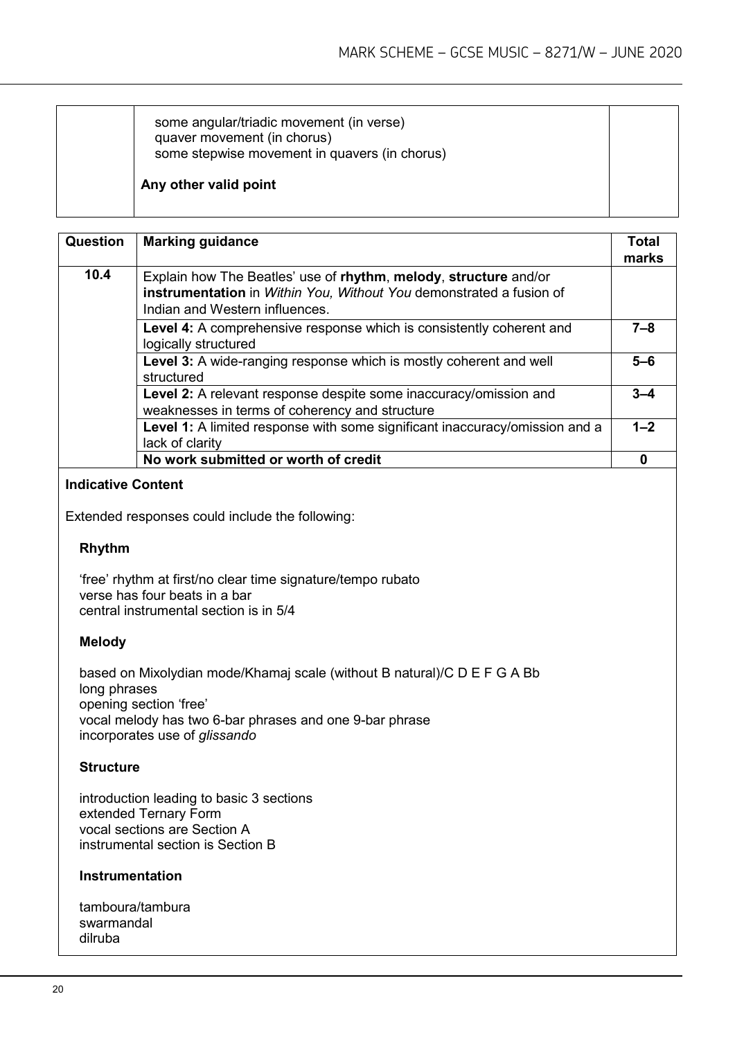| | | |
|---|---|---|
| | some angular/triadic movement (in verse)<br>quaver movement (in chorus)<br>some stepwise movement in quavers (in chorus)<br><br>**Any other valid point** | |

| Question | Marking guidance | Total marks |
|---|---|---|
| 10.4 | Explain how The Beatles' use of **rhythm**, **melody**, **structure** and/or **instrumentation** in *Within You, Without You* demonstrated a fusion of Indian and Western influences. | |
| | **Level 4:** A comprehensive response which is consistently coherent and logically structured | **7–8** |
| | **Level 3:** A wide-ranging response which is mostly coherent and well structured | **5–6** |
| | **Level 2:** A relevant response despite some inaccuracy/omission and weaknesses in terms of coherency and structure | **3–4** |
| | **Level 1:** A limited response with some significant inaccuracy/omission and a lack of clarity | **1–2** |
| | **No work submitted or worth of credit** | **0** |

**Indicative Content**

Extended responses could include the following:

**Rhythm**

'free' rhythm at first/no clear time signature/tempo rubato
verse has four beats in a bar
central instrumental section is in 5/4

**Melody**

based on Mixolydian mode/Khamaj scale (without B natural)/C D E F G A Bb
long phrases
opening section 'free'
vocal melody has two 6-bar phrases and one 9-bar phrase
incorporates use of *glissando*

**Structure**

introduction leading to basic 3 sections
extended Ternary Form
vocal sections are Section A
instrumental section is Section B

**Instrumentation**

tamboura/tambura
swarmandal
dilruba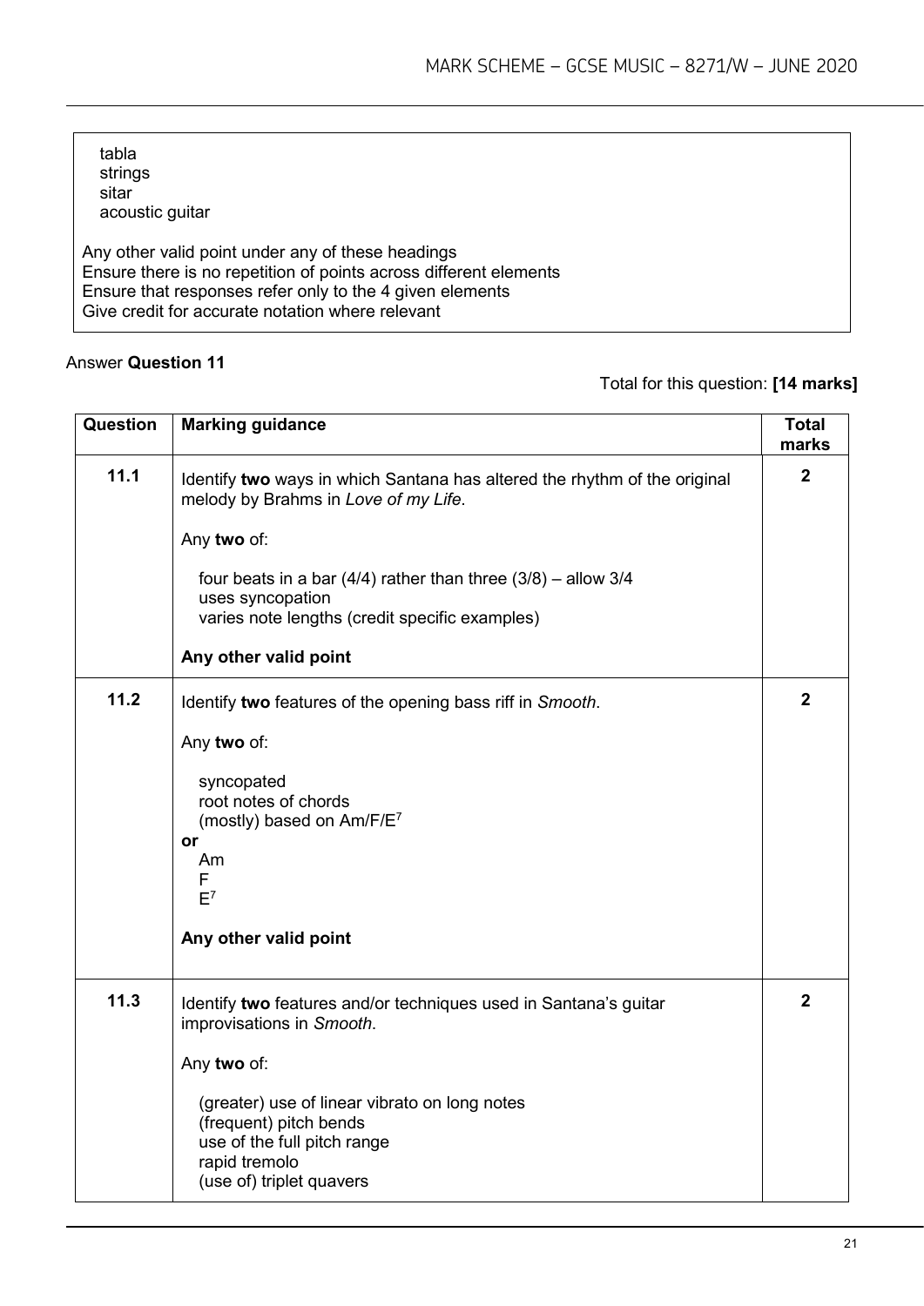tabla
strings
sitar
acoustic guitar

Any other valid point under any of these headings
Ensure there is no repetition of points across different elements
Ensure that responses refer only to the 4 given elements
Give credit for accurate notation where relevant

Answer **Question 11**

Total for this question: **[14 marks]**

| Question | Marking guidance | Total marks |
|---|---|---|
| **11.1** | Identify **two** ways in which Santana has altered the rhythm of the original melody by Brahms in *Love of my Life*.<br><br>Any **two** of:<br><br>four beats in a bar (4/4) rather than three (3/8) – allow 3/4<br>uses syncopation<br>varies note lengths (credit specific examples)<br><br>**Any other valid point** | **2** |
| **11.2** | Identify **two** features of the opening bass riff in *Smooth*.<br><br>Any **two** of:<br><br>syncopated<br>root notes of chords<br>(mostly) based on Am/F/$E^7$<br>**or**<br>Am<br>F<br>$E^7$<br><br>**Any other valid point** | **2** |
| **11.3** | Identify **two** features and/or techniques used in Santana's guitar improvisations in *Smooth*.<br><br>Any **two** of:<br><br>(greater) use of linear vibrato on long notes<br>(frequent) pitch bends<br>use of the full pitch range<br>rapid tremolo<br>(use of) triplet quavers | **2** |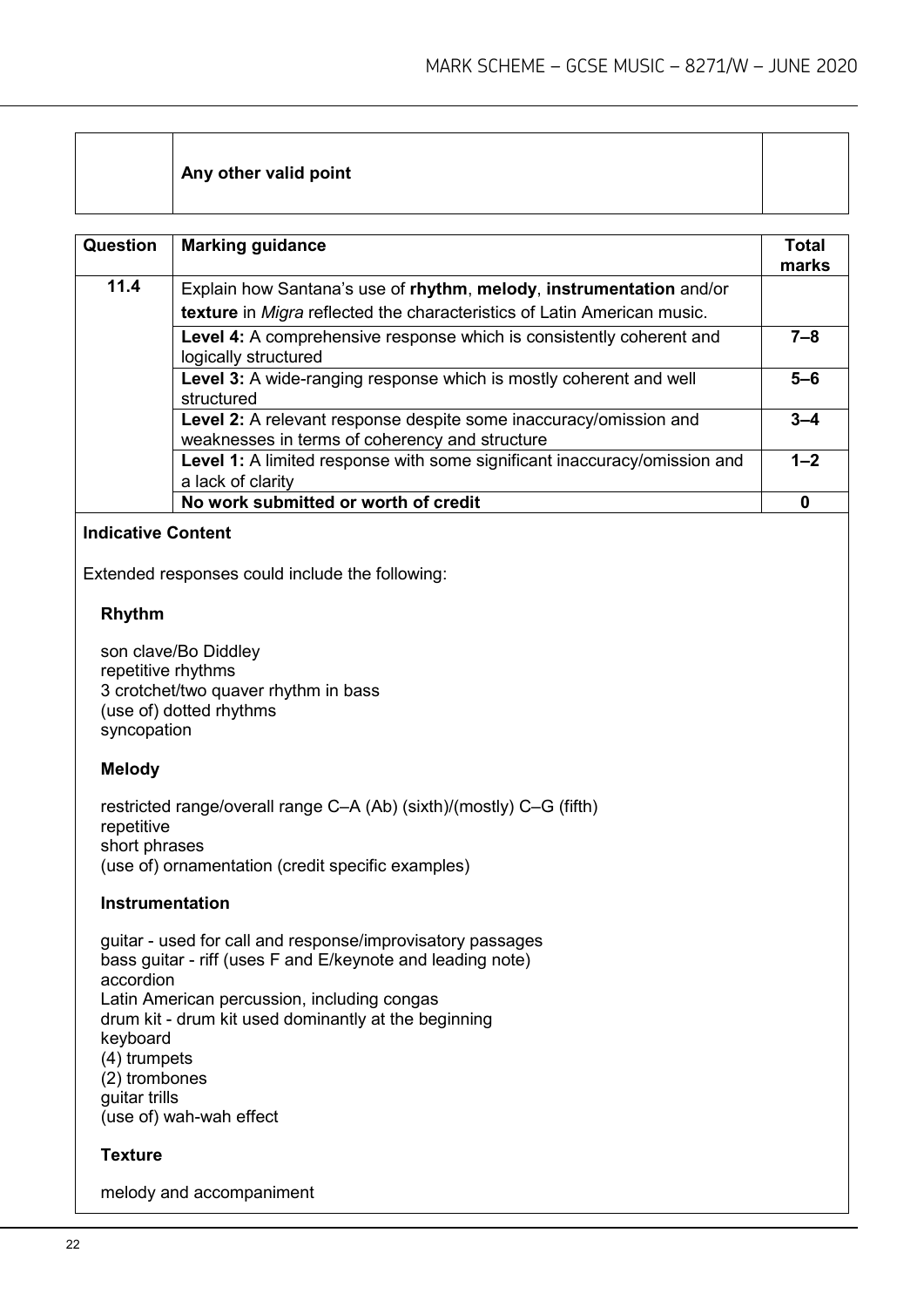| | | |
|---|---|---|
| | **Any other valid point** | |

| Question | Marking guidance | Total marks |
|---|---|---|
| **11.4** | Explain how Santana's use of **rhythm**, **melody**, **instrumentation** and/or **texture** in *Migra* reflected the characteristics of Latin American music. | |
| | **Level 4:** A comprehensive response which is consistently coherent and logically structured | **7–8** |
| | **Level 3:** A wide-ranging response which is mostly coherent and well structured | **5–6** |
| | **Level 2:** A relevant response despite some inaccuracy/omission and weaknesses in terms of coherency and structure | **3–4** |
| | **Level 1:** A limited response with some significant inaccuracy/omission and a lack of clarity | **1–2** |
| | **No work submitted or worth of credit** | **0** |

**Indicative Content**

Extended responses could include the following:

**Rhythm**

son clave/Bo Diddley
repetitive rhythms
3 crotchet/two quaver rhythm in bass
(use of) dotted rhythms
syncopation

**Melody**

restricted range/overall range C–A (Ab) (sixth)/(mostly) C–G (fifth)
repetitive
short phrases
(use of) ornamentation (credit specific examples)

**Instrumentation**

guitar - used for call and response/improvisatory passages
bass guitar - riff (uses F and E/keynote and leading note)
accordion
Latin American percussion, including congas
drum kit - drum kit used dominantly at the beginning
keyboard
(4) trumpets
(2) trombones
guitar trills
(use of) wah-wah effect

**Texture**

melody and accompaniment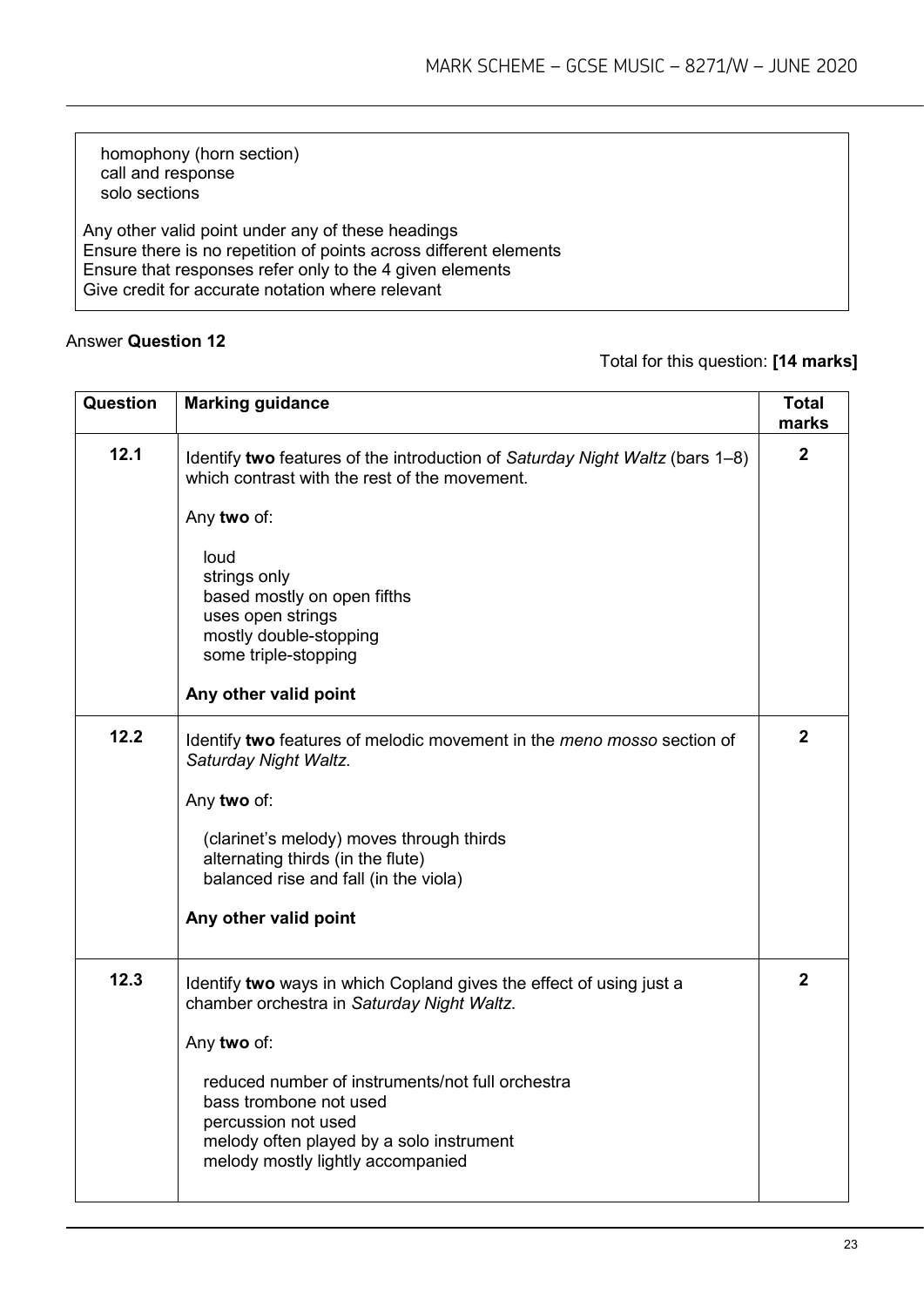homophony (horn section)
call and response
solo sections

Any other valid point under any of these headings
Ensure there is no repetition of points across different elements
Ensure that responses refer only to the 4 given elements
Give credit for accurate notation where relevant

Answer **Question 12**

Total for this question: **[14 marks]**

| Question | Marking guidance | Total marks |
|---|---|---|
| **12.1** | Identify **two** features of the introduction of *Saturday Night Waltz* (bars 1–8) which contrast with the rest of the movement.<br><br>Any **two** of:<br><br>loud<br>strings only<br>based mostly on open fifths<br>uses open strings<br>mostly double-stopping<br>some triple-stopping<br><br>**Any other valid point** | **2** |
| **12.2** | Identify **two** features of melodic movement in the *meno mosso* section of *Saturday Night Waltz*.<br><br>Any **two** of:<br><br>(clarinet's melody) moves through thirds<br>alternating thirds (in the flute)<br>balanced rise and fall (in the viola)<br><br>**Any other valid point** | **2** |
| **12.3** | Identify **two** ways in which Copland gives the effect of using just a chamber orchestra in *Saturday Night Waltz*.<br><br>Any **two** of:<br><br>reduced number of instruments/not full orchestra<br>bass trombone not used<br>percussion not used<br>melody often played by a solo instrument<br>melody mostly lightly accompanied | **2** |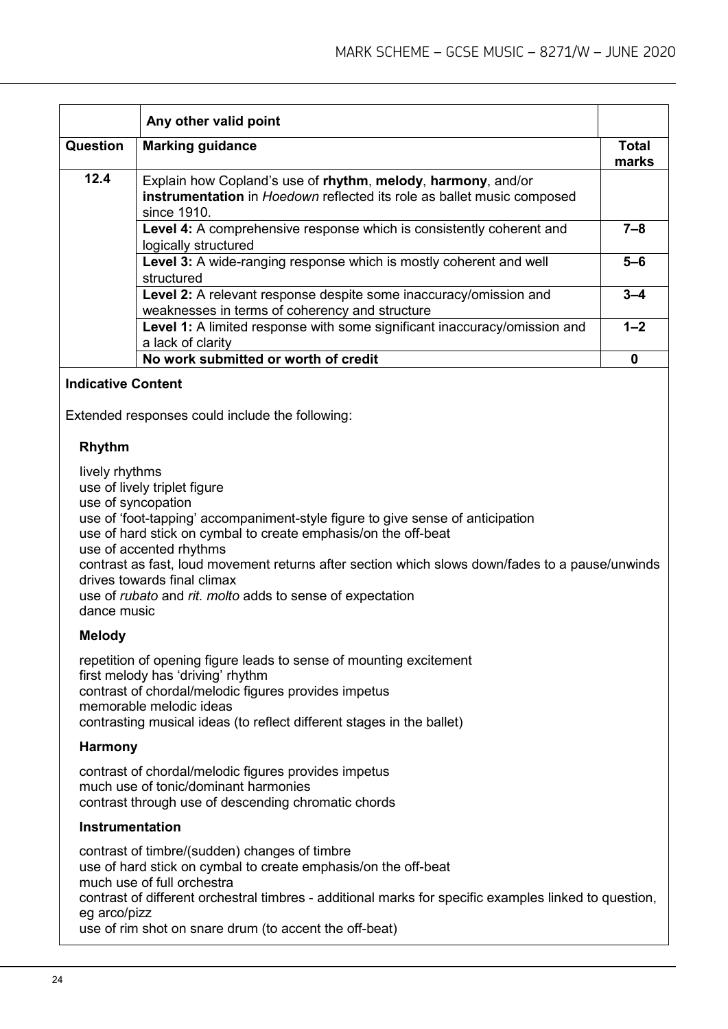| | | |
|---|---|---|
| | **Any other valid point** | |
| **Question** | **Marking guidance** | **Total marks** |
| **12.4** | Explain how Copland's use of **rhythm**, **melody**, **harmony**, and/or **instrumentation** in *Hoedown* reflected its role as ballet music composed since 1910. | |
| | **Level 4:** A comprehensive response which is consistently coherent and logically structured | **7–8** |
| | **Level 3:** A wide-ranging response which is mostly coherent and well structured | **5–6** |
| | **Level 2:** A relevant response despite some inaccuracy/omission and weaknesses in terms of coherency and structure | **3–4** |
| | **Level 1:** A limited response with some significant inaccuracy/omission and a lack of clarity | **1–2** |
| | **No work submitted or worth of credit** | **0** |

**Indicative Content**

Extended responses could include the following:

**Rhythm**

lively rhythms
use of lively triplet figure
use of syncopation
use of 'foot-tapping' accompaniment-style figure to give sense of anticipation
use of hard stick on cymbal to create emphasis/on the off-beat
use of accented rhythms
contrast as fast, loud movement returns after section which slows down/fades to a pause/unwinds
drives towards final climax
use of *rubato* and *rit. molto* adds to sense of expectation
dance music

**Melody**

repetition of opening figure leads to sense of mounting excitement
first melody has 'driving' rhythm
contrast of chordal/melodic figures provides impetus
memorable melodic ideas
contrasting musical ideas (to reflect different stages in the ballet)

**Harmony**

contrast of chordal/melodic figures provides impetus
much use of tonic/dominant harmonies
contrast through use of descending chromatic chords

**Instrumentation**

contrast of timbre/(sudden) changes of timbre
use of hard stick on cymbal to create emphasis/on the off-beat
much use of full orchestra
contrast of different orchestral timbres - additional marks for specific examples linked to question, eg arco/pizz
use of rim shot on snare drum (to accent the off-beat)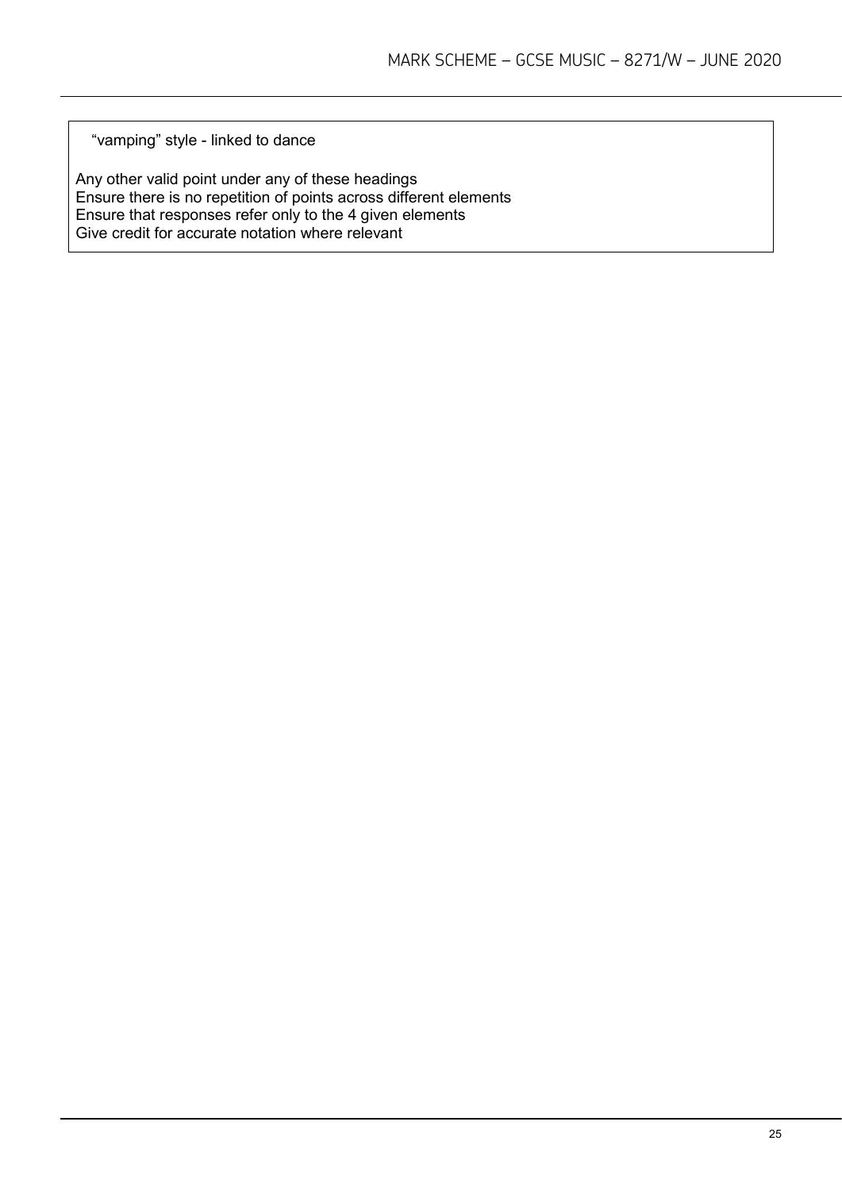"vamping" style - linked to dance

Any other valid point under any of these headings
Ensure there is no repetition of points across different elements
Ensure that responses refer only to the 4 given elements
Give credit for accurate notation where relevant